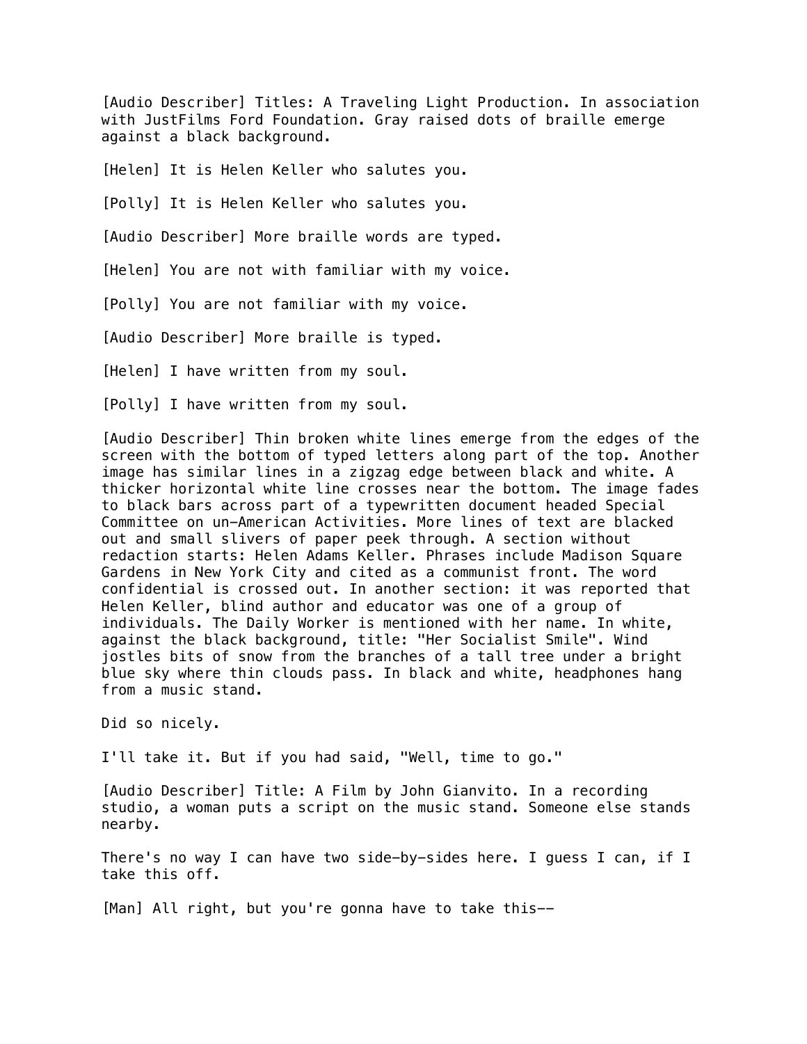[Audio Describer] Titles: A Traveling Light Production. In association with JustFilms Ford Foundation. Gray raised dots of braille emerge against a black background.

[Helen] It is Helen Keller who salutes you.

[Polly] It is Helen Keller who salutes you.

[Audio Describer] More braille words are typed.

[Helen] You are not with familiar with my voice.

[Polly] You are not familiar with my voice.

[Audio Describer] More braille is typed.

[Helen] I have written from my soul.

[Polly] I have written from my soul.

[Audio Describer] Thin broken white lines emerge from the edges of the screen with the bottom of typed letters along part of the top. Another image has similar lines in a zigzag edge between black and white. A thicker horizontal white line crosses near the bottom. The image fades to black bars across part of a typewritten document headed Special Committee on un-American Activities. More lines of text are blacked out and small slivers of paper peek through. A section without redaction starts: Helen Adams Keller. Phrases include Madison Square Gardens in New York City and cited as a communist front. The word confidential is crossed out. In another section: it was reported that Helen Keller, blind author and educator was one of a group of individuals. The Daily Worker is mentioned with her name. In white, against the black background, title: "Her Socialist Smile". Wind jostles bits of snow from the branches of a tall tree under a bright blue sky where thin clouds pass. In black and white, headphones hang from a music stand.

Did so nicely.

I'll take it. But if you had said, "Well, time to go."

[Audio Describer] Title: A Film by John Gianvito. In a recording studio, a woman puts a script on the music stand. Someone else stands nearby.

There's no way I can have two side-by-sides here. I guess I can, if I take this off.

[Man] All right, but you're gonna have to take this--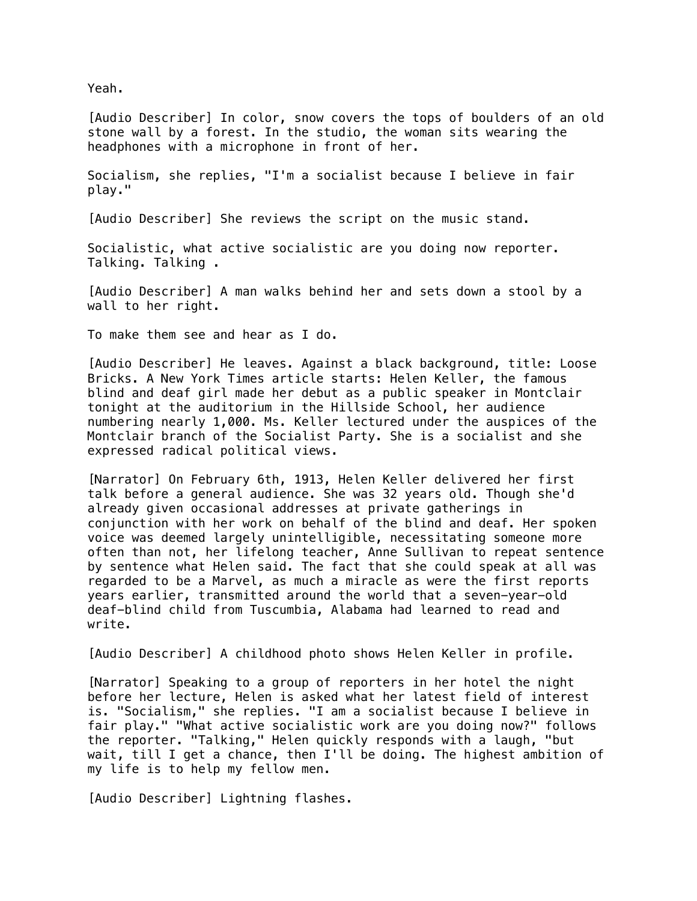Yeah.

[Audio Describer] In color, snow covers the tops of boulders of an old stone wall by a forest. In the studio, the woman sits wearing the headphones with a microphone in front of her.

Socialism, she replies, "I'm a socialist because I believe in fair play."

[Audio Describer] She reviews the script on the music stand.

Socialistic, what active socialistic are you doing now reporter. Talking. Talking .

[Audio Describer] A man walks behind her and sets down a stool by a wall to her right.

To make them see and hear as I do.

[Audio Describer] He leaves. Against a black background, title: Loose Bricks. A New York Times article starts: Helen Keller, the famous blind and deaf girl made her debut as a public speaker in Montclair tonight at the auditorium in the Hillside School, her audience numbering nearly 1,000. Ms. Keller lectured under the auspices of the Montclair branch of the Socialist Party. She is a socialist and she expressed radical political views.

[Narrator] On February 6th, 1913, Helen Keller delivered her first talk before a general audience. She was 32 years old. Though she'd already given occasional addresses at private gatherings in conjunction with her work on behalf of the blind and deaf. Her spoken voice was deemed largely unintelligible, necessitating someone more often than not, her lifelong teacher, Anne Sullivan to repeat sentence by sentence what Helen said. The fact that she could speak at all was regarded to be a Marvel, as much a miracle as were the first reports years earlier, transmitted around the world that a seven-year-old deaf-blind child from Tuscumbia, Alabama had learned to read and write.

[Audio Describer] A childhood photo shows Helen Keller in profile.

[Narrator] Speaking to a group of reporters in her hotel the night before her lecture, Helen is asked what her latest field of interest is. "Socialism," she replies. "I am a socialist because I believe in fair play." "What active socialistic work are you doing now?" follows the reporter. "Talking," Helen quickly responds with a laugh, "but wait, till I get a chance, then I'll be doing. The highest ambition of my life is to help my fellow men.

[Audio Describer] Lightning flashes.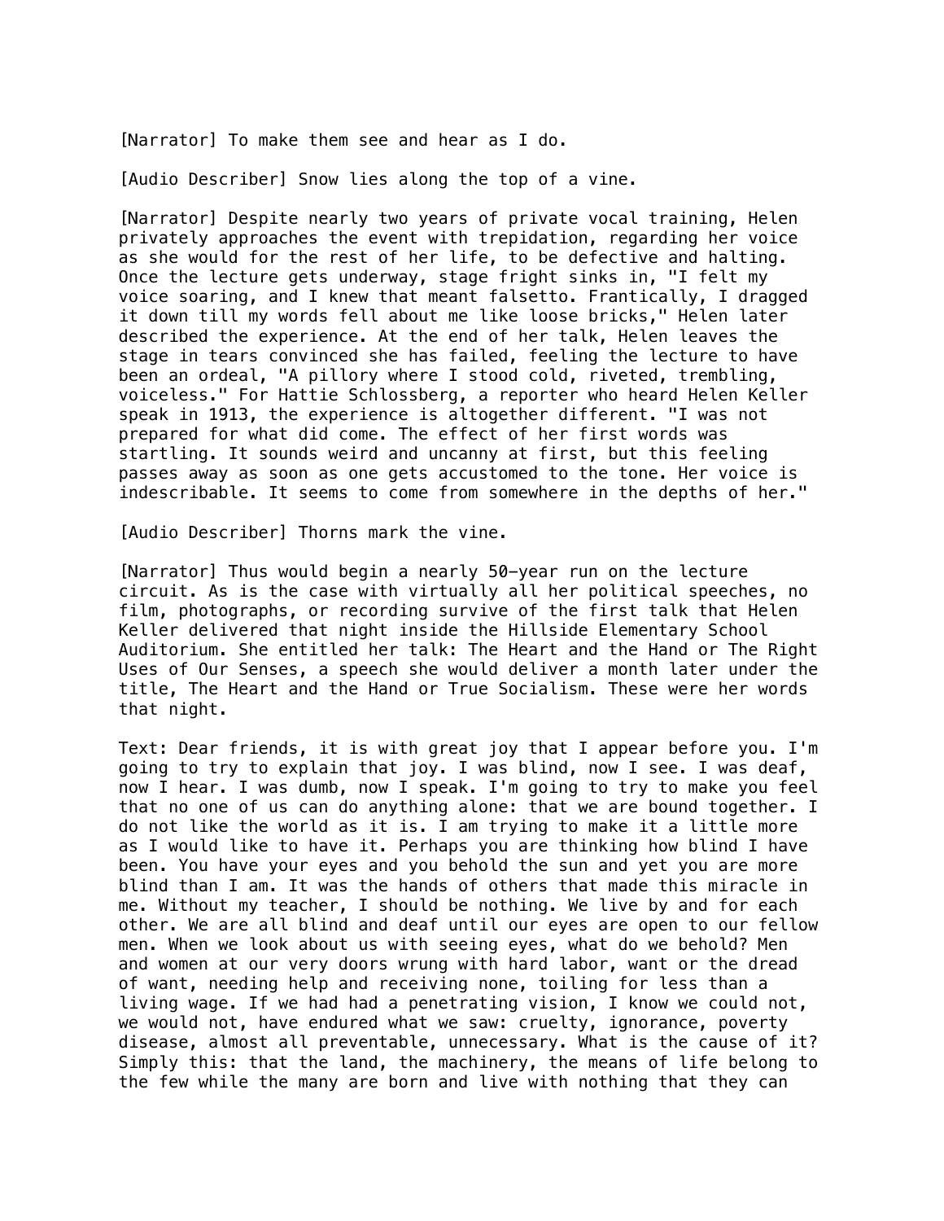[Narrator] To make them see and hear as I do.

[Audio Describer] Snow lies along the top of a vine.

[Narrator] Despite nearly two years of private vocal training, Helen privately approaches the event with trepidation, regarding her voice as she would for the rest of her life, to be defective and halting. Once the lecture gets underway, stage fright sinks in, "I felt my voice soaring, and I knew that meant falsetto. Frantically, I dragged it down till my words fell about me like loose bricks," Helen later described the experience. At the end of her talk, Helen leaves the stage in tears convinced she has failed, feeling the lecture to have been an ordeal, "A pillory where I stood cold, riveted, trembling, voiceless." For Hattie Schlossberg, a reporter who heard Helen Keller speak in 1913, the experience is altogether different. "I was not prepared for what did come. The effect of her first words was startling. It sounds weird and uncanny at first, but this feeling passes away as soon as one gets accustomed to the tone. Her voice is indescribable. It seems to come from somewhere in the depths of her."

[Audio Describer] Thorns mark the vine.

[Narrator] Thus would begin a nearly 50-year run on the lecture circuit. As is the case with virtually all her political speeches, no film, photographs, or recording survive of the first talk that Helen Keller delivered that night inside the Hillside Elementary School Auditorium. She entitled her talk: The Heart and the Hand or The Right Uses of Our Senses, a speech she would deliver a month later under the title, The Heart and the Hand or True Socialism. These were her words that night.

Text: Dear friends, it is with great joy that I appear before you. I'm going to try to explain that joy. I was blind, now I see. I was deaf, now I hear. I was dumb, now I speak. I'm going to try to make you feel that no one of us can do anything alone: that we are bound together. I do not like the world as it is. I am trying to make it a little more as I would like to have it. Perhaps you are thinking how blind I have been. You have your eyes and you behold the sun and yet you are more blind than I am. It was the hands of others that made this miracle in me. Without my teacher, I should be nothing. We live by and for each other. We are all blind and deaf until our eyes are open to our fellow men. When we look about us with seeing eyes, what do we behold? Men and women at our very doors wrung with hard labor, want or the dread of want, needing help and receiving none, toiling for less than a living wage. If we had had a penetrating vision, I know we could not, we would not, have endured what we saw: cruelty, ignorance, poverty disease, almost all preventable, unnecessary. What is the cause of it? Simply this: that the land, the machinery, the means of life belong to the few while the many are born and live with nothing that they can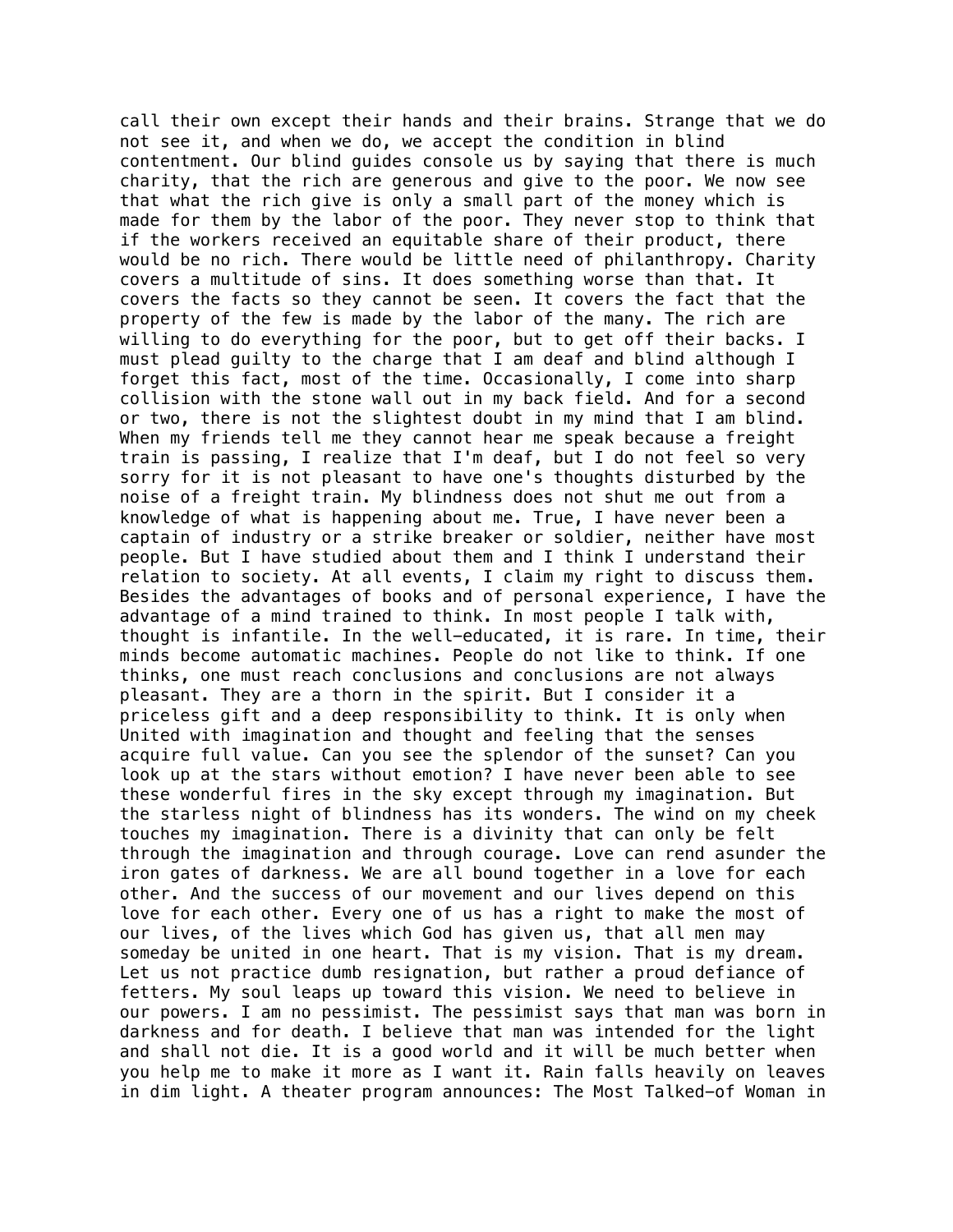call their own except their hands and their brains. Strange that we do not see it, and when we do, we accept the condition in blind contentment. Our blind guides console us by saying that there is much charity, that the rich are generous and give to the poor. We now see that what the rich give is only a small part of the money which is made for them by the labor of the poor. They never stop to think that if the workers received an equitable share of their product, there would be no rich. There would be little need of philanthropy. Charity covers a multitude of sins. It does something worse than that. It covers the facts so they cannot be seen. It covers the fact that the property of the few is made by the labor of the many. The rich are willing to do everything for the poor, but to get off their backs. I must plead guilty to the charge that I am deaf and blind although I forget this fact, most of the time. Occasionally, I come into sharp collision with the stone wall out in my back field. And for a second or two, there is not the slightest doubt in my mind that I am blind. When my friends tell me they cannot hear me speak because a freight train is passing, I realize that I'm deaf, but I do not feel so very sorry for it is not pleasant to have one's thoughts disturbed by the noise of a freight train. My blindness does not shut me out from a knowledge of what is happening about me. True, I have never been a captain of industry or a strike breaker or soldier, neither have most people. But I have studied about them and I think I understand their relation to society. At all events, I claim my right to discuss them. Besides the advantages of books and of personal experience, I have the advantage of a mind trained to think. In most people I talk with, thought is infantile. In the well-educated, it is rare. In time, their minds become automatic machines. People do not like to think. If one thinks, one must reach conclusions and conclusions are not always pleasant. They are a thorn in the spirit. But I consider it a priceless gift and a deep responsibility to think. It is only when United with imagination and thought and feeling that the senses acquire full value. Can you see the splendor of the sunset? Can you look up at the stars without emotion? I have never been able to see these wonderful fires in the sky except through my imagination. But the starless night of blindness has its wonders. The wind on my cheek touches my imagination. There is a divinity that can only be felt through the imagination and through courage. Love can rend asunder the iron gates of darkness. We are all bound together in a love for each other. And the success of our movement and our lives depend on this love for each other. Every one of us has a right to make the most of our lives, of the lives which God has given us, that all men may someday be united in one heart. That is my vision. That is my dream. Let us not practice dumb resignation, but rather a proud defiance of fetters. My soul leaps up toward this vision. We need to believe in our powers. I am no pessimist. The pessimist says that man was born in darkness and for death. I believe that man was intended for the light and shall not die. It is a good world and it will be much better when you help me to make it more as I want it. Rain falls heavily on leaves in dim light. A theater program announces: The Most Talked-of Woman in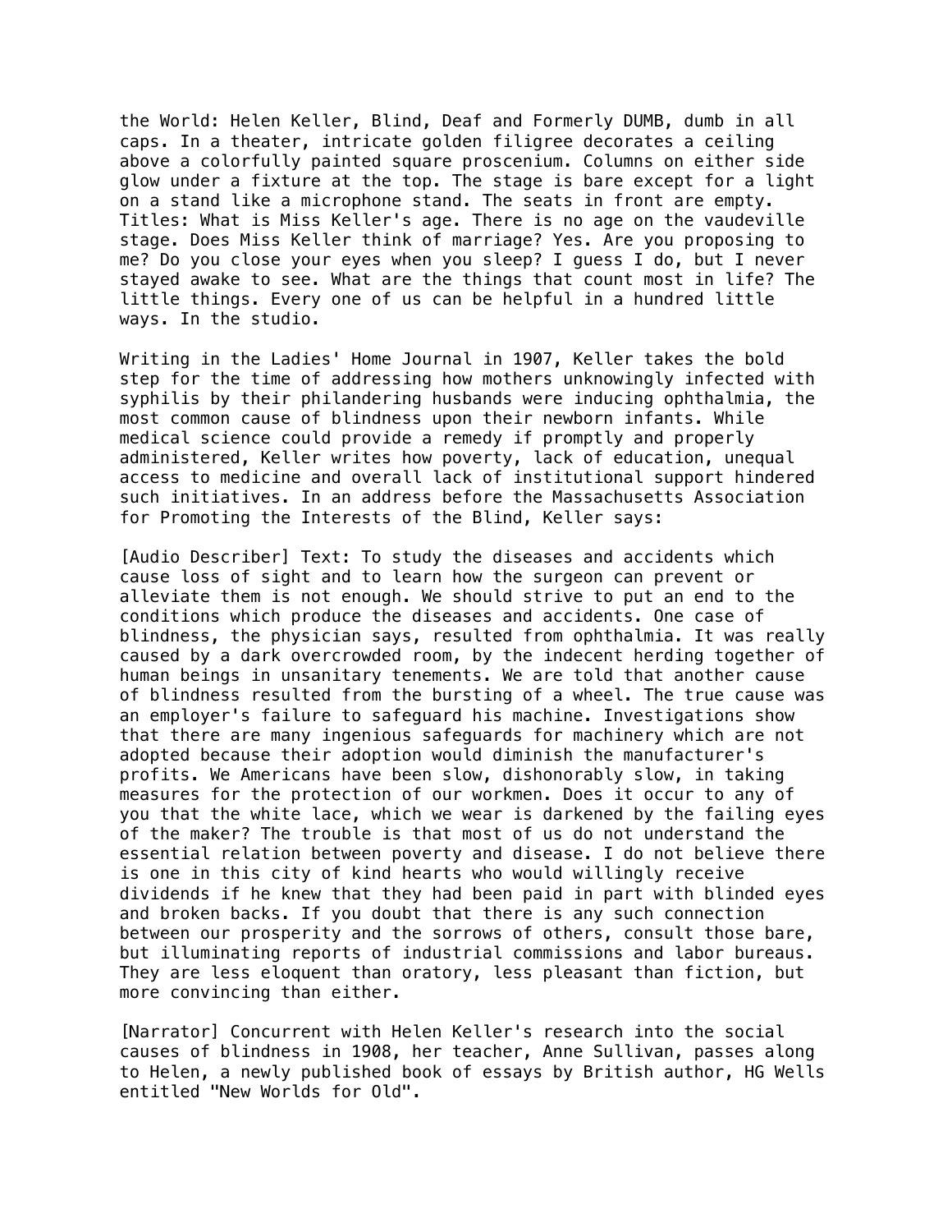the World: Helen Keller, Blind, Deaf and Formerly DUMB, dumb in all caps. In a theater, intricate golden filigree decorates a ceiling above a colorfully painted square proscenium. Columns on either side glow under a fixture at the top. The stage is bare except for a light on a stand like a microphone stand. The seats in front are empty. Titles: What is Miss Keller's age. There is no age on the vaudeville stage. Does Miss Keller think of marriage? Yes. Are you proposing to me? Do you close your eyes when you sleep? I guess I do, but I never stayed awake to see. What are the things that count most in life? The little things. Every one of us can be helpful in a hundred little ways. In the studio.

Writing in the Ladies' Home Journal in 1907, Keller takes the bold step for the time of addressing how mothers unknowingly infected with syphilis by their philandering husbands were inducing ophthalmia, the most common cause of blindness upon their newborn infants. While medical science could provide a remedy if promptly and properly administered, Keller writes how poverty, lack of education, unequal access to medicine and overall lack of institutional support hindered such initiatives. In an address before the Massachusetts Association for Promoting the Interests of the Blind, Keller says:

[Audio Describer] Text: To study the diseases and accidents which cause loss of sight and to learn how the surgeon can prevent or alleviate them is not enough. We should strive to put an end to the conditions which produce the diseases and accidents. One case of blindness, the physician says, resulted from ophthalmia. It was really caused by a dark overcrowded room, by the indecent herding together of human beings in unsanitary tenements. We are told that another cause of blindness resulted from the bursting of a wheel. The true cause was an employer's failure to safeguard his machine. Investigations show that there are many ingenious safeguards for machinery which are not adopted because their adoption would diminish the manufacturer's profits. We Americans have been slow, dishonorably slow, in taking measures for the protection of our workmen. Does it occur to any of you that the white lace, which we wear is darkened by the failing eyes of the maker? The trouble is that most of us do not understand the essential relation between poverty and disease. I do not believe there is one in this city of kind hearts who would willingly receive dividends if he knew that they had been paid in part with blinded eyes and broken backs. If you doubt that there is any such connection between our prosperity and the sorrows of others, consult those bare, but illuminating reports of industrial commissions and labor bureaus. They are less eloquent than oratory, less pleasant than fiction, but more convincing than either.

[Narrator] Concurrent with Helen Keller's research into the social causes of blindness in 1908, her teacher, Anne Sullivan, passes along to Helen, a newly published book of essays by British author, HG Wells entitled "New Worlds for Old".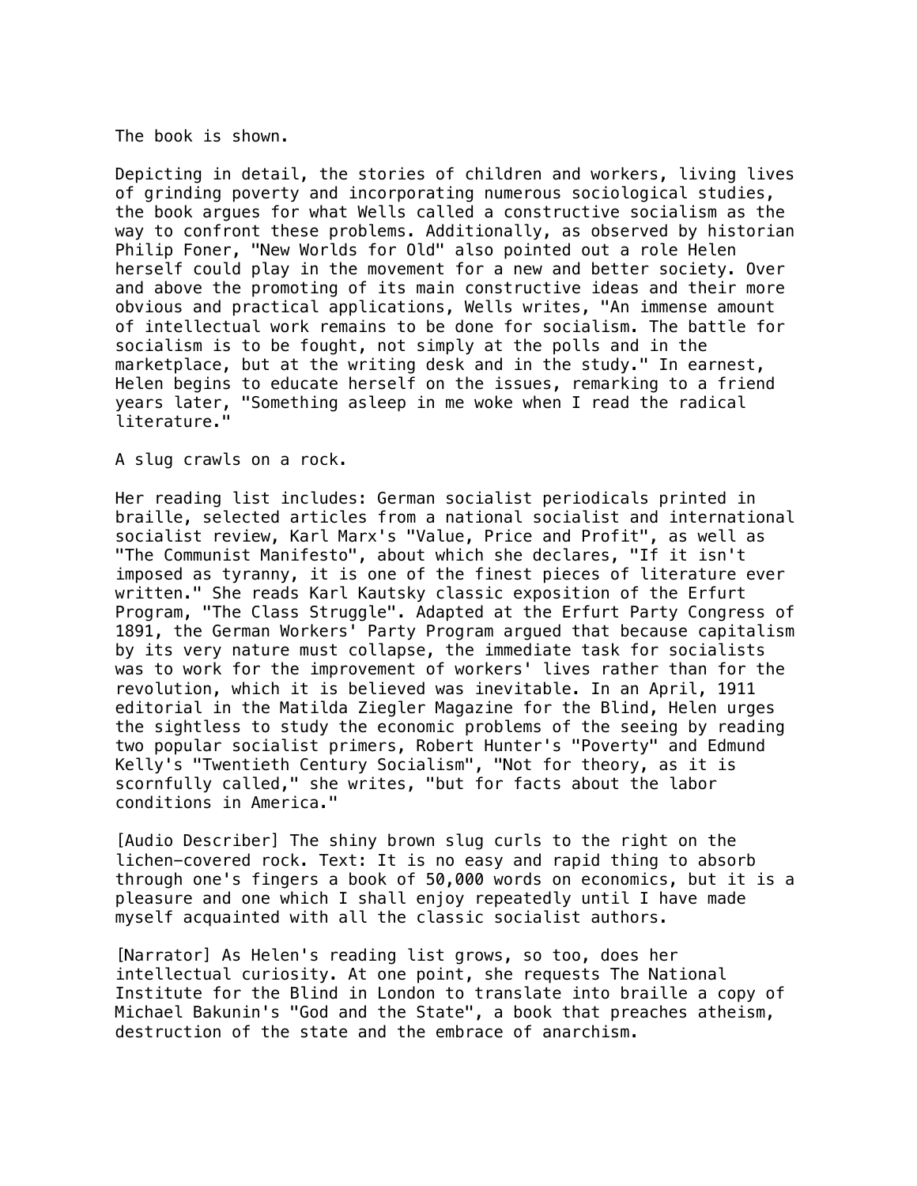The book is shown.

Depicting in detail, the stories of children and workers, living lives of grinding poverty and incorporating numerous sociological studies, the book argues for what Wells called a constructive socialism as the way to confront these problems. Additionally, as observed by historian Philip Foner, "New Worlds for Old" also pointed out a role Helen herself could play in the movement for a new and better society. Over and above the promoting of its main constructive ideas and their more obvious and practical applications, Wells writes, "An immense amount of intellectual work remains to be done for socialism. The battle for socialism is to be fought, not simply at the polls and in the marketplace, but at the writing desk and in the study." In earnest, Helen begins to educate herself on the issues, remarking to a friend years later, "Something asleep in me woke when I read the radical literature."

A slug crawls on a rock.

Her reading list includes: German socialist periodicals printed in braille, selected articles from a national socialist and international socialist review, Karl Marx's "Value, Price and Profit", as well as "The Communist Manifesto", about which she declares, "If it isn't imposed as tyranny, it is one of the finest pieces of literature ever written." She reads Karl Kautsky classic exposition of the Erfurt Program, "The Class Struggle". Adapted at the Erfurt Party Congress of 1891, the German Workers' Party Program argued that because capitalism by its very nature must collapse, the immediate task for socialists was to work for the improvement of workers' lives rather than for the revolution, which it is believed was inevitable. In an April, 1911 editorial in the Matilda Ziegler Magazine for the Blind, Helen urges the sightless to study the economic problems of the seeing by reading two popular socialist primers, Robert Hunter's "Poverty" and Edmund Kelly's "Twentieth Century Socialism", "Not for theory, as it is scornfully called," she writes, "but for facts about the labor conditions in America."

[Audio Describer] The shiny brown slug curls to the right on the lichen-covered rock. Text: It is no easy and rapid thing to absorb through one's fingers a book of 50,000 words on economics, but it is a pleasure and one which I shall enjoy repeatedly until I have made myself acquainted with all the classic socialist authors.

[Narrator] As Helen's reading list grows, so too, does her intellectual curiosity. At one point, she requests The National Institute for the Blind in London to translate into braille a copy of Michael Bakunin's "God and the State", a book that preaches atheism, destruction of the state and the embrace of anarchism.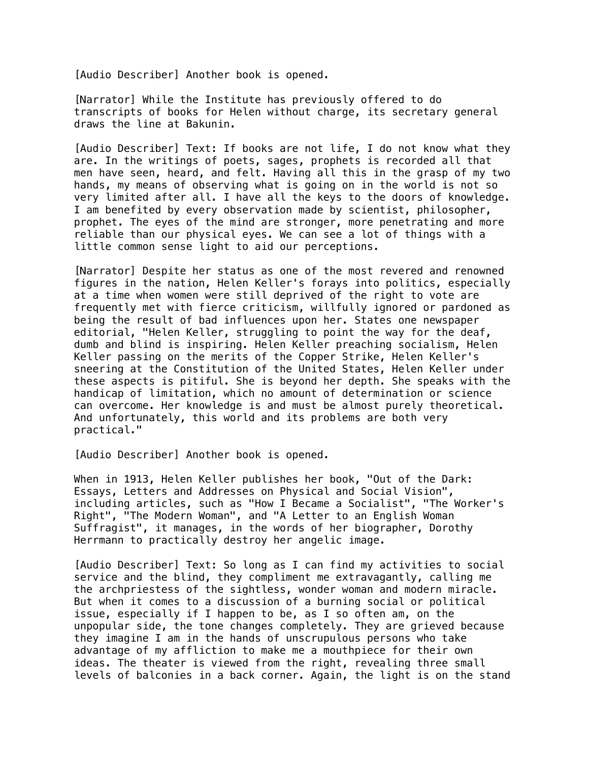[Audio Describer] Another book is opened.

[Narrator] While the Institute has previously offered to do transcripts of books for Helen without charge, its secretary general draws the line at Bakunin.

[Audio Describer] Text: If books are not life, I do not know what they are. In the writings of poets, sages, prophets is recorded all that men have seen, heard, and felt. Having all this in the grasp of my two hands, my means of observing what is going on in the world is not so very limited after all. I have all the keys to the doors of knowledge. I am benefited by every observation made by scientist, philosopher, prophet. The eyes of the mind are stronger, more penetrating and more reliable than our physical eyes. We can see a lot of things with a little common sense light to aid our perceptions.

[Narrator] Despite her status as one of the most revered and renowned figures in the nation, Helen Keller's forays into politics, especially at a time when women were still deprived of the right to vote are frequently met with fierce criticism, willfully ignored or pardoned as being the result of bad influences upon her. States one newspaper editorial, "Helen Keller, struggling to point the way for the deaf, dumb and blind is inspiring. Helen Keller preaching socialism, Helen Keller passing on the merits of the Copper Strike, Helen Keller's sneering at the Constitution of the United States, Helen Keller under these aspects is pitiful. She is beyond her depth. She speaks with the handicap of limitation, which no amount of determination or science can overcome. Her knowledge is and must be almost purely theoretical. And unfortunately, this world and its problems are both very practical."

[Audio Describer] Another book is opened.

When in 1913, Helen Keller publishes her book, "Out of the Dark: Essays, Letters and Addresses on Physical and Social Vision", including articles, such as "How I Became a Socialist", "The Worker's Right", "The Modern Woman", and "A Letter to an English Woman Suffragist", it manages, in the words of her biographer, Dorothy Herrmann to practically destroy her angelic image.

[Audio Describer] Text: So long as I can find my activities to social service and the blind, they compliment me extravagantly, calling me the archpriestess of the sightless, wonder woman and modern miracle. But when it comes to a discussion of a burning social or political issue, especially if I happen to be, as I so often am, on the unpopular side, the tone changes completely. They are grieved because they imagine I am in the hands of unscrupulous persons who take advantage of my affliction to make me a mouthpiece for their own ideas. The theater is viewed from the right, revealing three small levels of balconies in a back corner. Again, the light is on the stand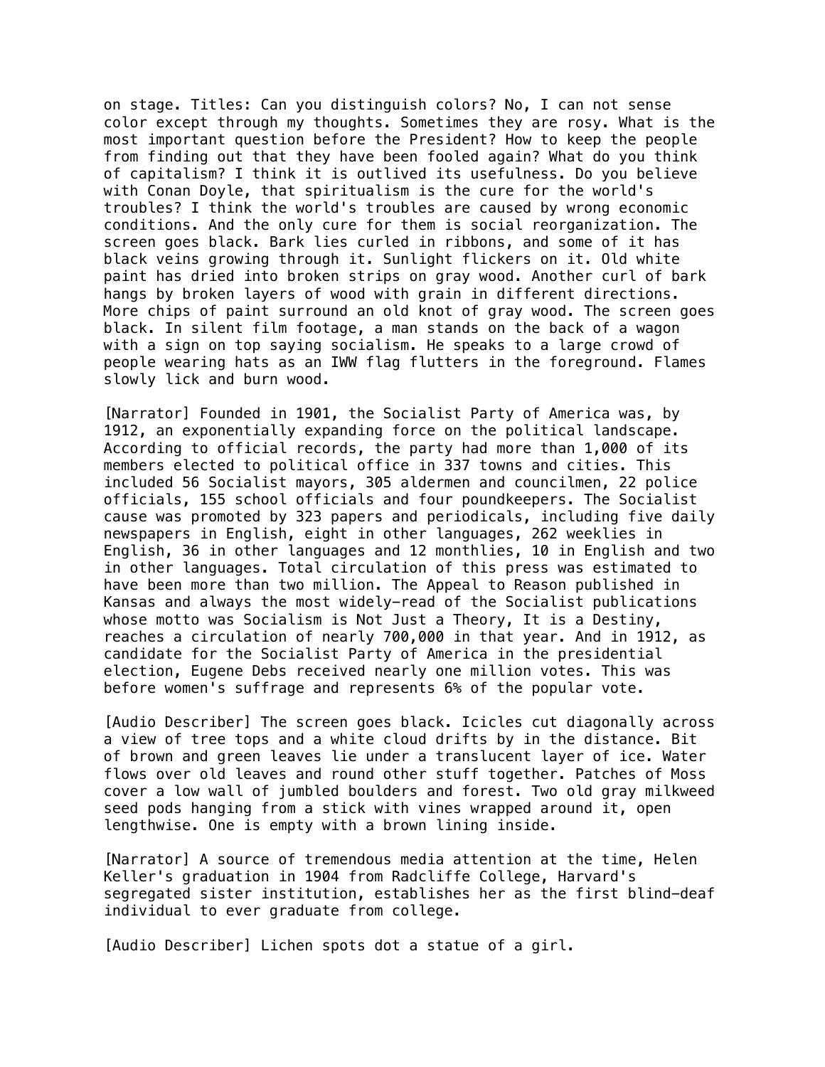on stage. Titles: Can you distinguish colors? No, I can not sense color except through my thoughts. Sometimes they are rosy. What is the most important question before the President? How to keep the people from finding out that they have been fooled again? What do you think of capitalism? I think it is outlived its usefulness. Do you believe with Conan Doyle, that spiritualism is the cure for the world's troubles? I think the world's troubles are caused by wrong economic conditions. And the only cure for them is social reorganization. The screen goes black. Bark lies curled in ribbons, and some of it has black veins growing through it. Sunlight flickers on it. Old white paint has dried into broken strips on gray wood. Another curl of bark hangs by broken layers of wood with grain in different directions. More chips of paint surround an old knot of gray wood. The screen goes black. In silent film footage, a man stands on the back of a wagon with a sign on top saying socialism. He speaks to a large crowd of people wearing hats as an IWW flag flutters in the foreground. Flames slowly lick and burn wood.

[Narrator] Founded in 1901, the Socialist Party of America was, by 1912, an exponentially expanding force on the political landscape. According to official records, the party had more than 1,000 of its members elected to political office in 337 towns and cities. This included 56 Socialist mayors, 305 aldermen and councilmen, 22 police officials, 155 school officials and four poundkeepers. The Socialist cause was promoted by 323 papers and periodicals, including five daily newspapers in English, eight in other languages, 262 weeklies in English, 36 in other languages and 12 monthlies, 10 in English and two in other languages. Total circulation of this press was estimated to have been more than two million. The Appeal to Reason published in Kansas and always the most widely-read of the Socialist publications whose motto was Socialism is Not Just a Theory, It is a Destiny, reaches a circulation of nearly 700,000 in that year. And in 1912, as candidate for the Socialist Party of America in the presidential election, Eugene Debs received nearly one million votes. This was before women's suffrage and represents 6% of the popular vote.

[Audio Describer] The screen goes black. Icicles cut diagonally across a view of tree tops and a white cloud drifts by in the distance. Bit of brown and green leaves lie under a translucent layer of ice. Water flows over old leaves and round other stuff together. Patches of Moss cover a low wall of jumbled boulders and forest. Two old gray milkweed seed pods hanging from a stick with vines wrapped around it, open lengthwise. One is empty with a brown lining inside.

[Narrator] A source of tremendous media attention at the time, Helen Keller's graduation in 1904 from Radcliffe College, Harvard's segregated sister institution, establishes her as the first blind-deaf individual to ever graduate from college.

[Audio Describer] Lichen spots dot a statue of a girl.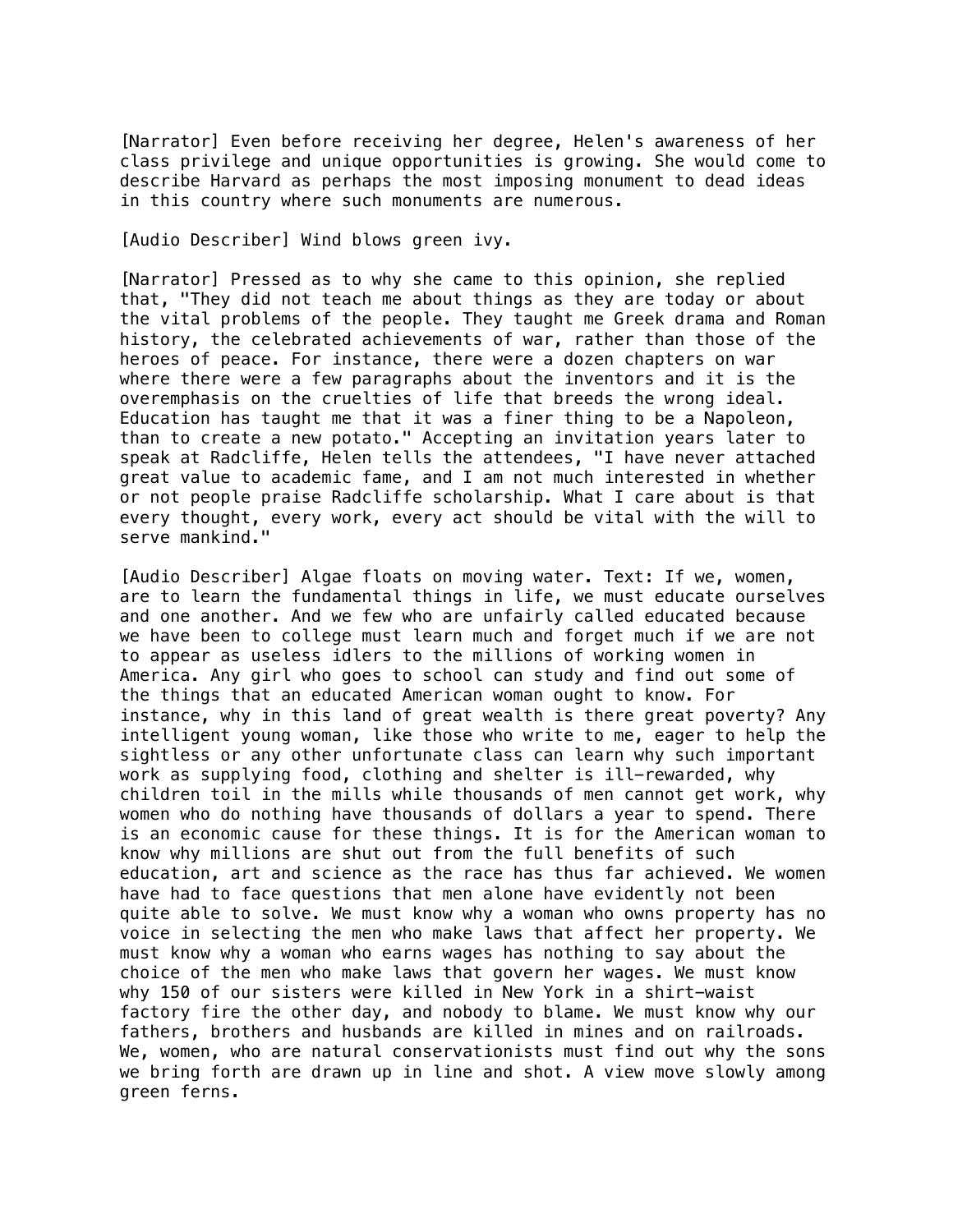[Narrator] Even before receiving her degree, Helen's awareness of her class privilege and unique opportunities is growing. She would come to describe Harvard as perhaps the most imposing monument to dead ideas in this country where such monuments are numerous.

[Audio Describer] Wind blows green ivy.

[Narrator] Pressed as to why she came to this opinion, she replied that, "They did not teach me about things as they are today or about the vital problems of the people. They taught me Greek drama and Roman history, the celebrated achievements of war, rather than those of the heroes of peace. For instance, there were a dozen chapters on war where there were a few paragraphs about the inventors and it is the overemphasis on the cruelties of life that breeds the wrong ideal. Education has taught me that it was a finer thing to be a Napoleon, than to create a new potato." Accepting an invitation years later to speak at Radcliffe, Helen tells the attendees, "I have never attached great value to academic fame, and I am not much interested in whether or not people praise Radcliffe scholarship. What I care about is that every thought, every work, every act should be vital with the will to serve mankind."

[Audio Describer] Algae floats on moving water. Text: If we, women, are to learn the fundamental things in life, we must educate ourselves and one another. And we few who are unfairly called educated because we have been to college must learn much and forget much if we are not to appear as useless idlers to the millions of working women in America. Any girl who goes to school can study and find out some of the things that an educated American woman ought to know. For instance, why in this land of great wealth is there great poverty? Any intelligent young woman, like those who write to me, eager to help the sightless or any other unfortunate class can learn why such important work as supplying food, clothing and shelter is ill-rewarded, why children toil in the mills while thousands of men cannot get work, why women who do nothing have thousands of dollars a year to spend. There is an economic cause for these things. It is for the American woman to know why millions are shut out from the full benefits of such education, art and science as the race has thus far achieved. We women have had to face questions that men alone have evidently not been quite able to solve. We must know why a woman who owns property has no voice in selecting the men who make laws that affect her property. We must know why a woman who earns wages has nothing to say about the choice of the men who make laws that govern her wages. We must know why 150 of our sisters were killed in New York in a shirt-waist factory fire the other day, and nobody to blame. We must know why our fathers, brothers and husbands are killed in mines and on railroads. We, women, who are natural conservationists must find out why the sons we bring forth are drawn up in line and shot. A view move slowly among green ferns.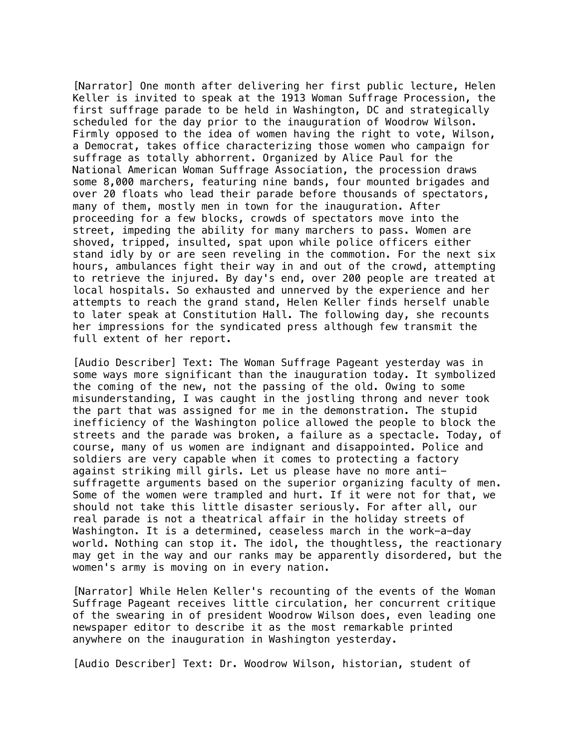[Narrator] One month after delivering her first public lecture, Helen Keller is invited to speak at the 1913 Woman Suffrage Procession, the first suffrage parade to be held in Washington, DC and strategically scheduled for the day prior to the inauguration of Woodrow Wilson. Firmly opposed to the idea of women having the right to vote, Wilson, a Democrat, takes office characterizing those women who campaign for suffrage as totally abhorrent. Organized by Alice Paul for the National American Woman Suffrage Association, the procession draws some 8,000 marchers, featuring nine bands, four mounted brigades and over 20 floats who lead their parade before thousands of spectators, many of them, mostly men in town for the inauguration. After proceeding for a few blocks, crowds of spectators move into the street, impeding the ability for many marchers to pass. Women are shoved, tripped, insulted, spat upon while police officers either stand idly by or are seen reveling in the commotion. For the next six hours, ambulances fight their way in and out of the crowd, attempting to retrieve the injured. By day's end, over 200 people are treated at local hospitals. So exhausted and unnerved by the experience and her attempts to reach the grand stand, Helen Keller finds herself unable to later speak at Constitution Hall. The following day, she recounts her impressions for the syndicated press although few transmit the full extent of her report.

[Audio Describer] Text: The Woman Suffrage Pageant yesterday was in some ways more significant than the inauguration today. It symbolized the coming of the new, not the passing of the old. Owing to some misunderstanding, I was caught in the jostling throng and never took the part that was assigned for me in the demonstration. The stupid inefficiency of the Washington police allowed the people to block the streets and the parade was broken, a failure as a spectacle. Today, of course, many of us women are indignant and disappointed. Police and soldiers are very capable when it comes to protecting a factory against striking mill girls. Let us please have no more anti-suffragette arguments based on the superior organizing faculty of men. Some of the women were trampled and hurt. If it were not for that, we should not take this little disaster seriously. For after all, our real parade is not a theatrical affair in the holiday streets of Washington. It is a determined, ceaseless march in the work-a-day world. Nothing can stop it. The idol, the thoughtless, the reactionary may get in the way and our ranks may be apparently disordered, but the women's army is moving on in every nation.

[Narrator] While Helen Keller's recounting of the events of the Woman Suffrage Pageant receives little circulation, her concurrent critique of the swearing in of president Woodrow Wilson does, even leading one newspaper editor to describe it as the most remarkable printed anywhere on the inauguration in Washington yesterday.

[Audio Describer] Text: Dr. Woodrow Wilson, historian, student of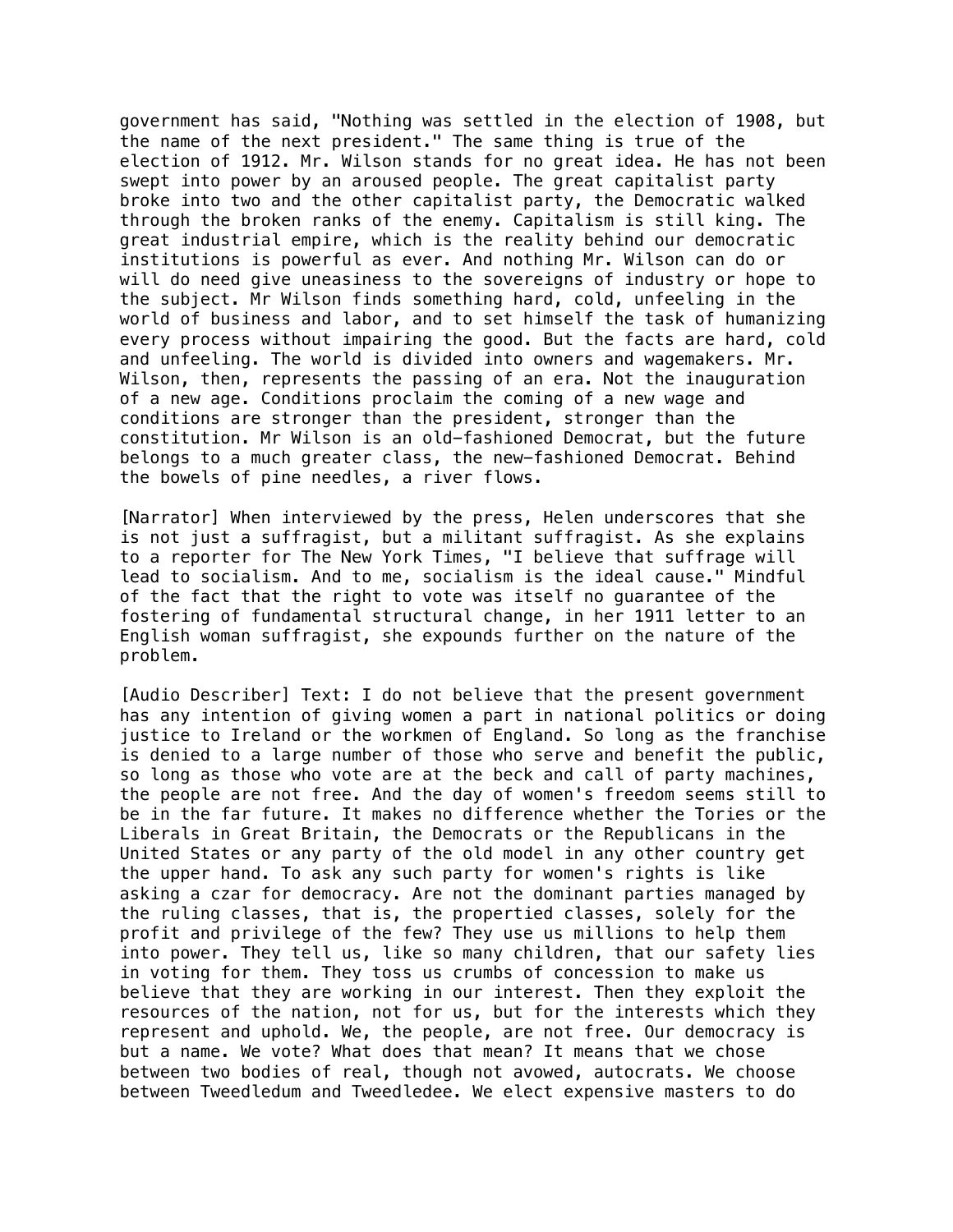government has said, "Nothing was settled in the election of 1908, but the name of the next president." The same thing is true of the election of 1912. Mr. Wilson stands for no great idea. He has not been swept into power by an aroused people. The great capitalist party broke into two and the other capitalist party, the Democratic walked through the broken ranks of the enemy. Capitalism is still king. The great industrial empire, which is the reality behind our democratic institutions is powerful as ever. And nothing Mr. Wilson can do or will do need give uneasiness to the sovereigns of industry or hope to the subject. Mr Wilson finds something hard, cold, unfeeling in the world of business and labor, and to set himself the task of humanizing every process without impairing the good. But the facts are hard, cold and unfeeling. The world is divided into owners and wagemakers. Mr. Wilson, then, represents the passing of an era. Not the inauguration of a new age. Conditions proclaim the coming of a new wage and conditions are stronger than the president, stronger than the constitution. Mr Wilson is an old-fashioned Democrat, but the future belongs to a much greater class, the new-fashioned Democrat. Behind the bowels of pine needles, a river flows.

[Narrator] When interviewed by the press, Helen underscores that she is not just a suffragist, but a militant suffragist. As she explains to a reporter for The New York Times, "I believe that suffrage will lead to socialism. And to me, socialism is the ideal cause." Mindful of the fact that the right to vote was itself no guarantee of the fostering of fundamental structural change, in her 1911 letter to an English woman suffragist, she expounds further on the nature of the problem.

[Audio Describer] Text: I do not believe that the present government has any intention of giving women a part in national politics or doing justice to Ireland or the workmen of England. So long as the franchise is denied to a large number of those who serve and benefit the public, so long as those who vote are at the beck and call of party machines, the people are not free. And the day of women's freedom seems still to be in the far future. It makes no difference whether the Tories or the Liberals in Great Britain, the Democrats or the Republicans in the United States or any party of the old model in any other country get the upper hand. To ask any such party for women's rights is like asking a czar for democracy. Are not the dominant parties managed by the ruling classes, that is, the propertied classes, solely for the profit and privilege of the few? They use us millions to help them into power. They tell us, like so many children, that our safety lies in voting for them. They toss us crumbs of concession to make us believe that they are working in our interest. Then they exploit the resources of the nation, not for us, but for the interests which they represent and uphold. We, the people, are not free. Our democracy is but a name. We vote? What does that mean? It means that we chose between two bodies of real, though not avowed, autocrats. We choose between Tweedledum and Tweedledee. We elect expensive masters to do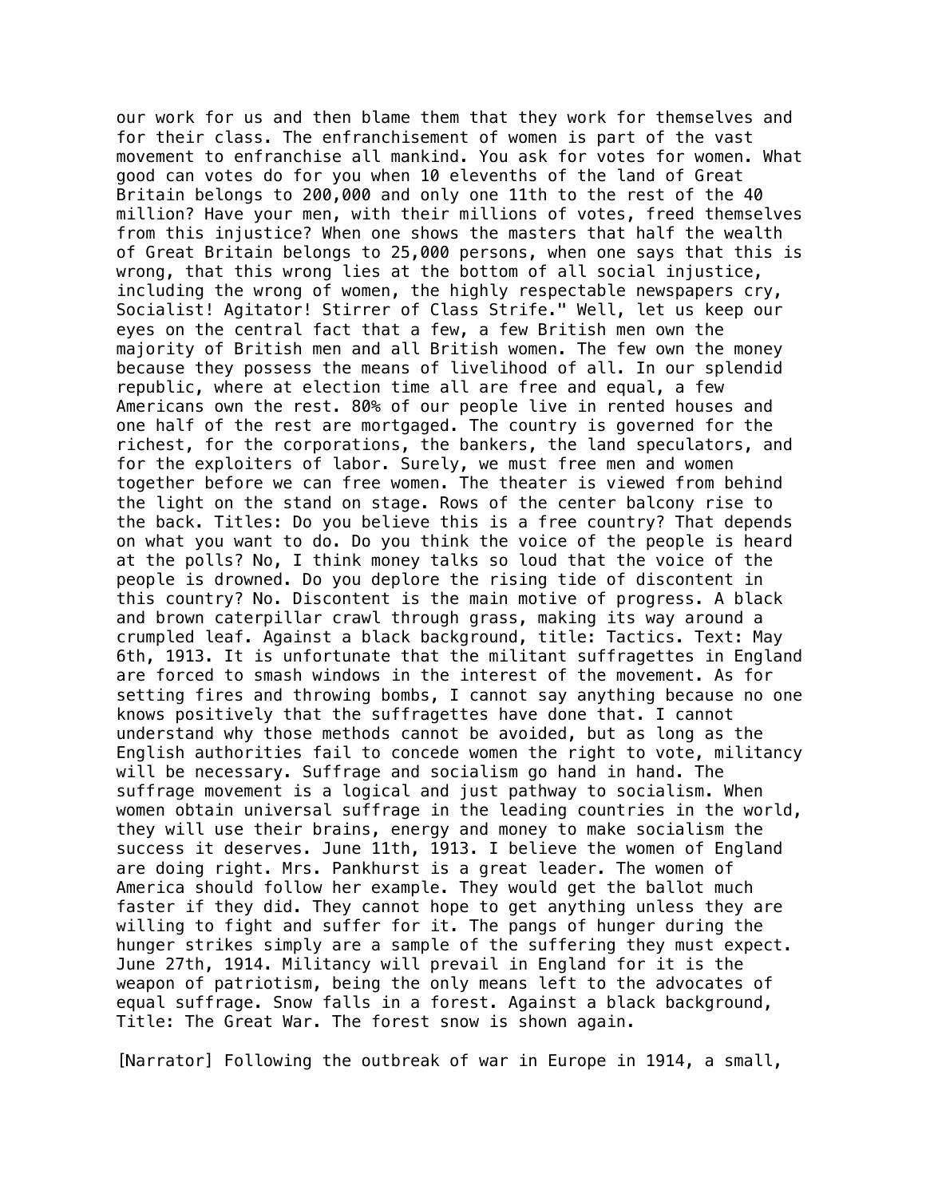our work for us and then blame them that they work for themselves and for their class. The enfranchisement of women is part of the vast movement to enfranchise all mankind. You ask for votes for women. What good can votes do for you when 10 elevenths of the land of Great Britain belongs to 200,000 and only one 11th to the rest of the 40 million? Have your men, with their millions of votes, freed themselves from this injustice? When one shows the masters that half the wealth of Great Britain belongs to 25,000 persons, when one says that this is wrong, that this wrong lies at the bottom of all social injustice, including the wrong of women, the highly respectable newspapers cry, Socialist! Agitator! Stirrer of Class Strife." Well, let us keep our eyes on the central fact that a few, a few British men own the majority of British men and all British women. The few own the money because they possess the means of livelihood of all. In our splendid republic, where at election time all are free and equal, a few Americans own the rest. 80% of our people live in rented houses and one half of the rest are mortgaged. The country is governed for the richest, for the corporations, the bankers, the land speculators, and for the exploiters of labor. Surely, we must free men and women together before we can free women. The theater is viewed from behind the light on the stand on stage. Rows of the center balcony rise to the back. Titles: Do you believe this is a free country? That depends on what you want to do. Do you think the voice of the people is heard at the polls? No, I think money talks so loud that the voice of the people is drowned. Do you deplore the rising tide of discontent in this country? No. Discontent is the main motive of progress. A black and brown caterpillar crawl through grass, making its way around a crumpled leaf. Against a black background, title: Tactics. Text: May 6th, 1913. It is unfortunate that the militant suffragettes in England are forced to smash windows in the interest of the movement. As for setting fires and throwing bombs, I cannot say anything because no one knows positively that the suffragettes have done that. I cannot understand why those methods cannot be avoided, but as long as the English authorities fail to concede women the right to vote, militancy will be necessary. Suffrage and socialism go hand in hand. The suffrage movement is a logical and just pathway to socialism. When women obtain universal suffrage in the leading countries in the world, they will use their brains, energy and money to make socialism the success it deserves. June 11th, 1913. I believe the women of England are doing right. Mrs. Pankhurst is a great leader. The women of America should follow her example. They would get the ballot much faster if they did. They cannot hope to get anything unless they are willing to fight and suffer for it. The pangs of hunger during the hunger strikes simply are a sample of the suffering they must expect. June 27th, 1914. Militancy will prevail in England for it is the weapon of patriotism, being the only means left to the advocates of equal suffrage. Snow falls in a forest. Against a black background, Title: The Great War. The forest snow is shown again.

[Narrator] Following the outbreak of war in Europe in 1914, a small,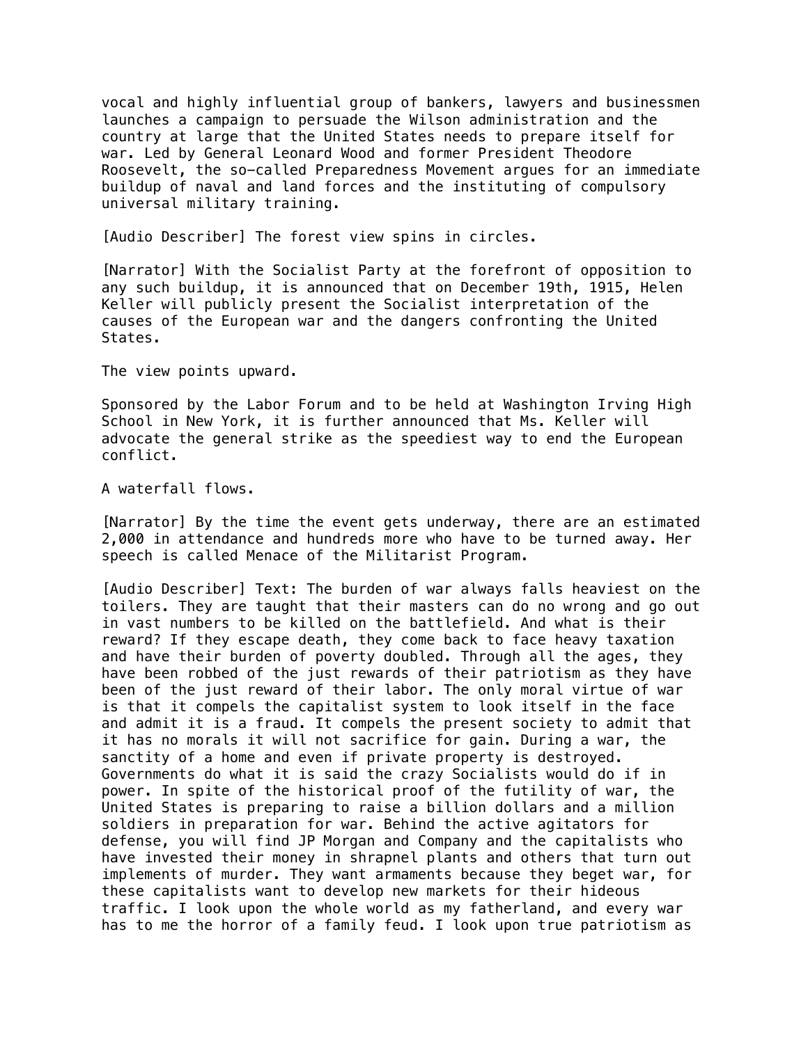vocal and highly influential group of bankers, lawyers and businessmen launches a campaign to persuade the Wilson administration and the country at large that the United States needs to prepare itself for war. Led by General Leonard Wood and former President Theodore Roosevelt, the so-called Preparedness Movement argues for an immediate buildup of naval and land forces and the instituting of compulsory universal military training.

[Audio Describer] The forest view spins in circles.

[Narrator] With the Socialist Party at the forefront of opposition to any such buildup, it is announced that on December 19th, 1915, Helen Keller will publicly present the Socialist interpretation of the causes of the European war and the dangers confronting the United States.

The view points upward.

Sponsored by the Labor Forum and to be held at Washington Irving High School in New York, it is further announced that Ms. Keller will advocate the general strike as the speediest way to end the European conflict.

A waterfall flows.

[Narrator] By the time the event gets underway, there are an estimated 2,000 in attendance and hundreds more who have to be turned away. Her speech is called Menace of the Militarist Program.

[Audio Describer] Text: The burden of war always falls heaviest on the toilers. They are taught that their masters can do no wrong and go out in vast numbers to be killed on the battlefield. And what is their reward? If they escape death, they come back to face heavy taxation and have their burden of poverty doubled. Through all the ages, they have been robbed of the just rewards of their patriotism as they have been of the just reward of their labor. The only moral virtue of war is that it compels the capitalist system to look itself in the face and admit it is a fraud. It compels the present society to admit that it has no morals it will not sacrifice for gain. During a war, the sanctity of a home and even if private property is destroyed. Governments do what it is said the crazy Socialists would do if in power. In spite of the historical proof of the futility of war, the United States is preparing to raise a billion dollars and a million soldiers in preparation for war. Behind the active agitators for defense, you will find JP Morgan and Company and the capitalists who have invested their money in shrapnel plants and others that turn out implements of murder. They want armaments because they beget war, for these capitalists want to develop new markets for their hideous traffic. I look upon the whole world as my fatherland, and every war has to me the horror of a family feud. I look upon true patriotism as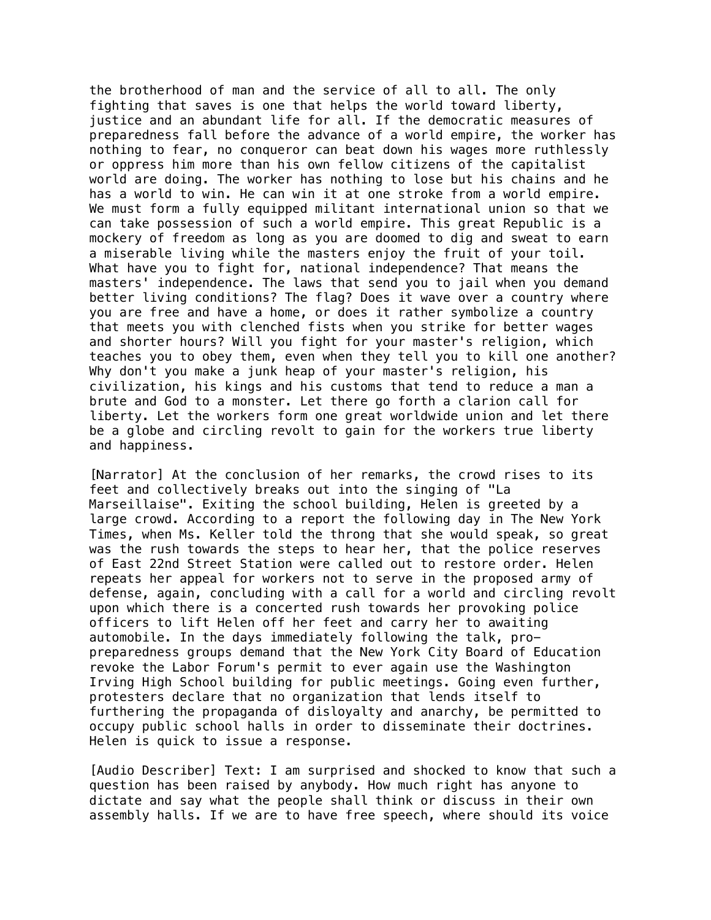the brotherhood of man and the service of all to all. The only fighting that saves is one that helps the world toward liberty, justice and an abundant life for all. If the democratic measures of preparedness fall before the advance of a world empire, the worker has nothing to fear, no conqueror can beat down his wages more ruthlessly or oppress him more than his own fellow citizens of the capitalist world are doing. The worker has nothing to lose but his chains and he has a world to win. He can win it at one stroke from a world empire. We must form a fully equipped militant international union so that we can take possession of such a world empire. This great Republic is a mockery of freedom as long as you are doomed to dig and sweat to earn a miserable living while the masters enjoy the fruit of your toil. What have you to fight for, national independence? That means the masters' independence. The laws that send you to jail when you demand better living conditions? The flag? Does it wave over a country where you are free and have a home, or does it rather symbolize a country that meets you with clenched fists when you strike for better wages and shorter hours? Will you fight for your master's religion, which teaches you to obey them, even when they tell you to kill one another? Why don't you make a junk heap of your master's religion, his civilization, his kings and his customs that tend to reduce a man a brute and God to a monster. Let there go forth a clarion call for liberty. Let the workers form one great worldwide union and let there be a globe and circling revolt to gain for the workers true liberty and happiness.

[Narrator] At the conclusion of her remarks, the crowd rises to its feet and collectively breaks out into the singing of "La Marseillaise". Exiting the school building, Helen is greeted by a large crowd. According to a report the following day in The New York Times, when Ms. Keller told the throng that she would speak, so great was the rush towards the steps to hear her, that the police reserves of East 22nd Street Station were called out to restore order. Helen repeats her appeal for workers not to serve in the proposed army of defense, again, concluding with a call for a world and circling revolt upon which there is a concerted rush towards her provoking police officers to lift Helen off her feet and carry her to awaiting automobile. In the days immediately following the talk, pro-preparedness groups demand that the New York City Board of Education revoke the Labor Forum's permit to ever again use the Washington Irving High School building for public meetings. Going even further, protesters declare that no organization that lends itself to furthering the propaganda of disloyalty and anarchy, be permitted to occupy public school halls in order to disseminate their doctrines. Helen is quick to issue a response.

[Audio Describer] Text: I am surprised and shocked to know that such a question has been raised by anybody. How much right has anyone to dictate and say what the people shall think or discuss in their own assembly halls. If we are to have free speech, where should its voice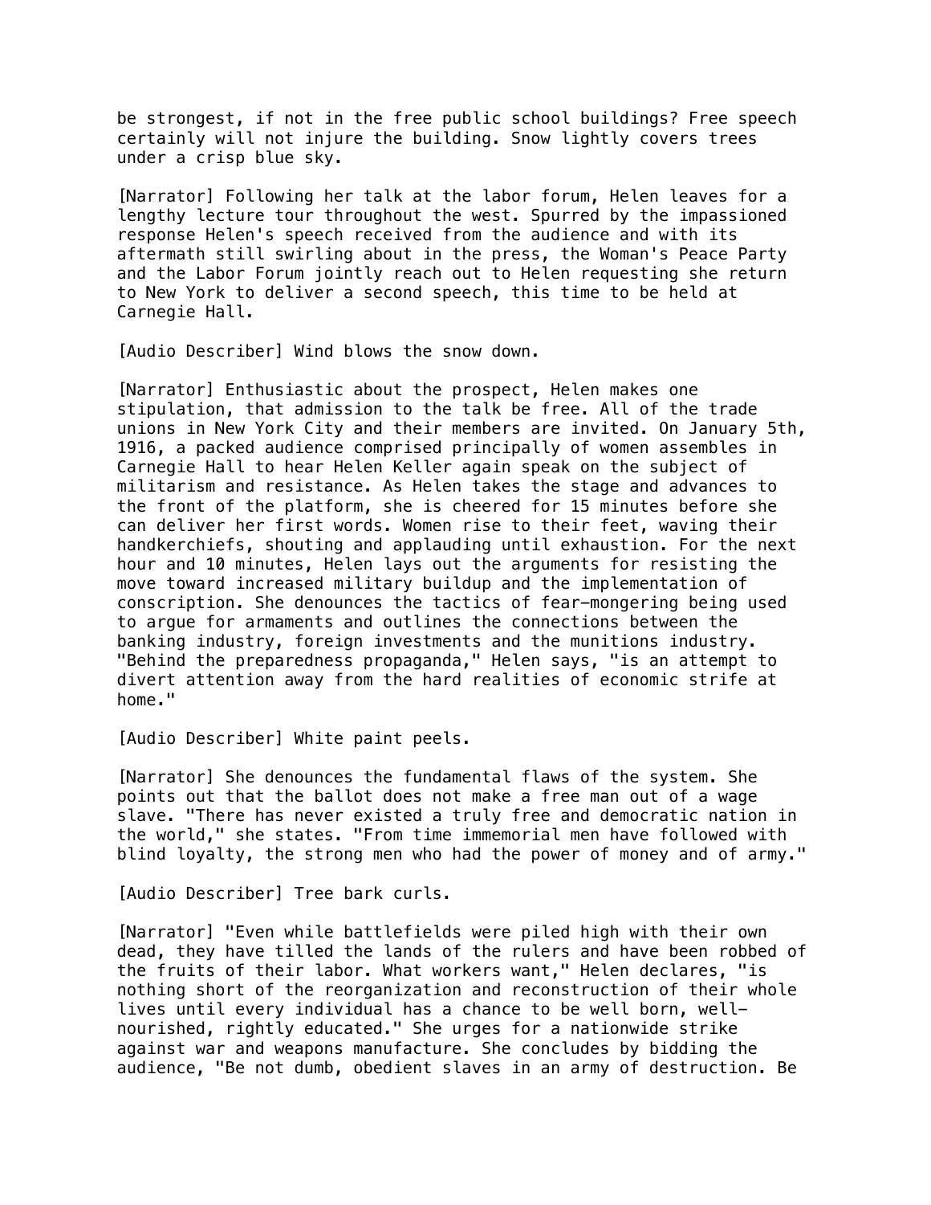be strongest, if not in the free public school buildings? Free speech certainly will not injure the building. Snow lightly covers trees under a crisp blue sky.

[Narrator] Following her talk at the labor forum, Helen leaves for a lengthy lecture tour throughout the west. Spurred by the impassioned response Helen's speech received from the audience and with its aftermath still swirling about in the press, the Woman's Peace Party and the Labor Forum jointly reach out to Helen requesting she return to New York to deliver a second speech, this time to be held at Carnegie Hall.

[Audio Describer] Wind blows the snow down.

[Narrator] Enthusiastic about the prospect, Helen makes one stipulation, that admission to the talk be free. All of the trade unions in New York City and their members are invited. On January 5th, 1916, a packed audience comprised principally of women assembles in Carnegie Hall to hear Helen Keller again speak on the subject of militarism and resistance. As Helen takes the stage and advances to the front of the platform, she is cheered for 15 minutes before she can deliver her first words. Women rise to their feet, waving their handkerchiefs, shouting and applauding until exhaustion. For the next hour and 10 minutes, Helen lays out the arguments for resisting the move toward increased military buildup and the implementation of conscription. She denounces the tactics of fear-mongering being used to argue for armaments and outlines the connections between the banking industry, foreign investments and the munitions industry. "Behind the preparedness propaganda," Helen says, "is an attempt to divert attention away from the hard realities of economic strife at home."

[Audio Describer] White paint peels.

[Narrator] She denounces the fundamental flaws of the system. She points out that the ballot does not make a free man out of a wage slave. "There has never existed a truly free and democratic nation in the world," she states. "From time immemorial men have followed with blind loyalty, the strong men who had the power of money and of army."

[Audio Describer] Tree bark curls.

[Narrator] "Even while battlefields were piled high with their own dead, they have tilled the lands of the rulers and have been robbed of the fruits of their labor. What workers want," Helen declares, "is nothing short of the reorganization and reconstruction of their whole lives until every individual has a chance to be well born, well-nourished, rightly educated." She urges for a nationwide strike against war and weapons manufacture. She concludes by bidding the audience, "Be not dumb, obedient slaves in an army of destruction. Be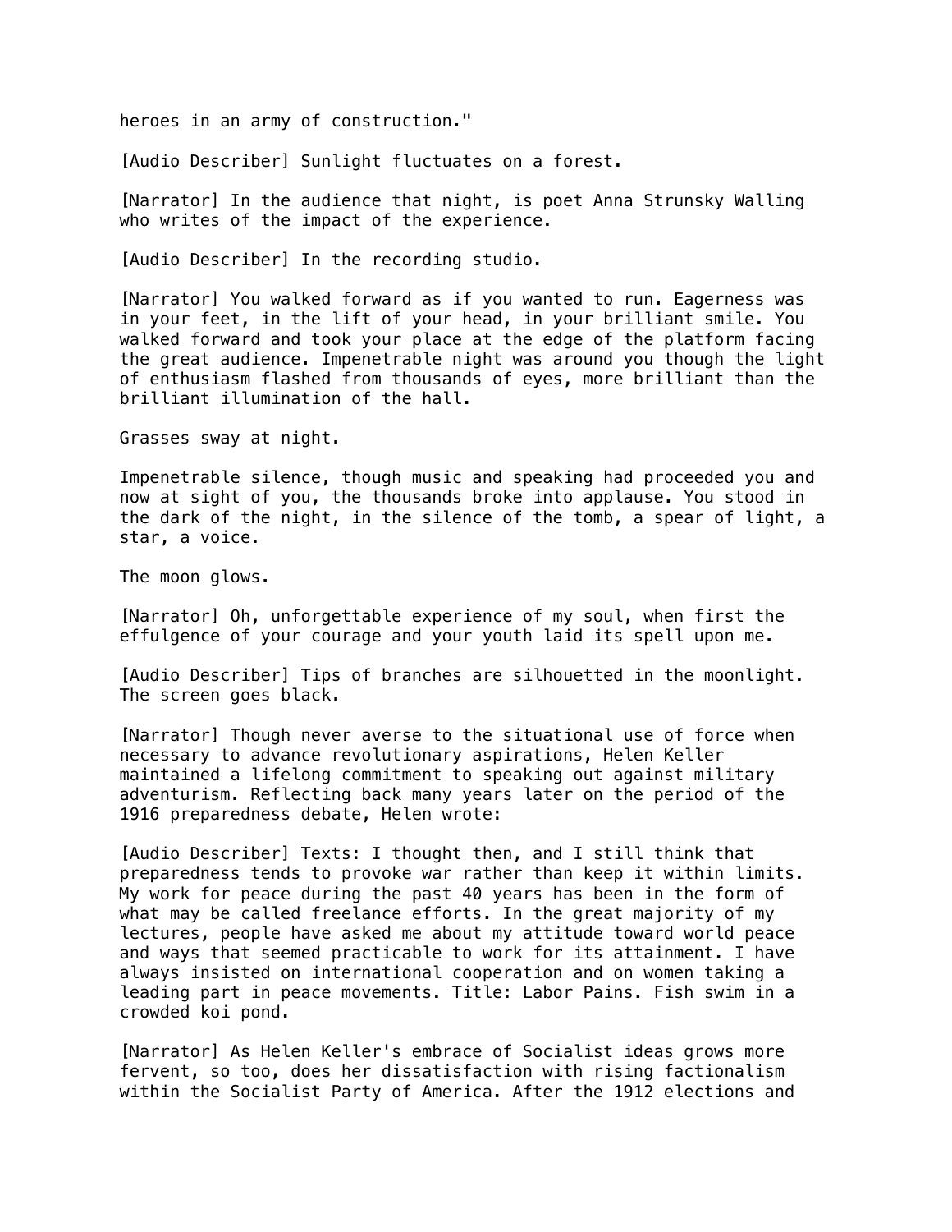heroes in an army of construction."

[Audio Describer] Sunlight fluctuates on a forest.

[Narrator] In the audience that night, is poet Anna Strunsky Walling who writes of the impact of the experience.

[Audio Describer] In the recording studio.

[Narrator] You walked forward as if you wanted to run. Eagerness was in your feet, in the lift of your head, in your brilliant smile. You walked forward and took your place at the edge of the platform facing the great audience. Impenetrable night was around you though the light of enthusiasm flashed from thousands of eyes, more brilliant than the brilliant illumination of the hall.

Grasses sway at night.

Impenetrable silence, though music and speaking had proceeded you and now at sight of you, the thousands broke into applause. You stood in the dark of the night, in the silence of the tomb, a spear of light, a star, a voice.

The moon glows.

[Narrator] Oh, unforgettable experience of my soul, when first the effulgence of your courage and your youth laid its spell upon me.

[Audio Describer] Tips of branches are silhouetted in the moonlight. The screen goes black.

[Narrator] Though never averse to the situational use of force when necessary to advance revolutionary aspirations, Helen Keller maintained a lifelong commitment to speaking out against military adventurism. Reflecting back many years later on the period of the 1916 preparedness debate, Helen wrote:

[Audio Describer] Texts: I thought then, and I still think that preparedness tends to provoke war rather than keep it within limits. My work for peace during the past 40 years has been in the form of what may be called freelance efforts. In the great majority of my lectures, people have asked me about my attitude toward world peace and ways that seemed practicable to work for its attainment. I have always insisted on international cooperation and on women taking a leading part in peace movements. Title: Labor Pains. Fish swim in a crowded koi pond.

[Narrator] As Helen Keller's embrace of Socialist ideas grows more fervent, so too, does her dissatisfaction with rising factionalism within the Socialist Party of America. After the 1912 elections and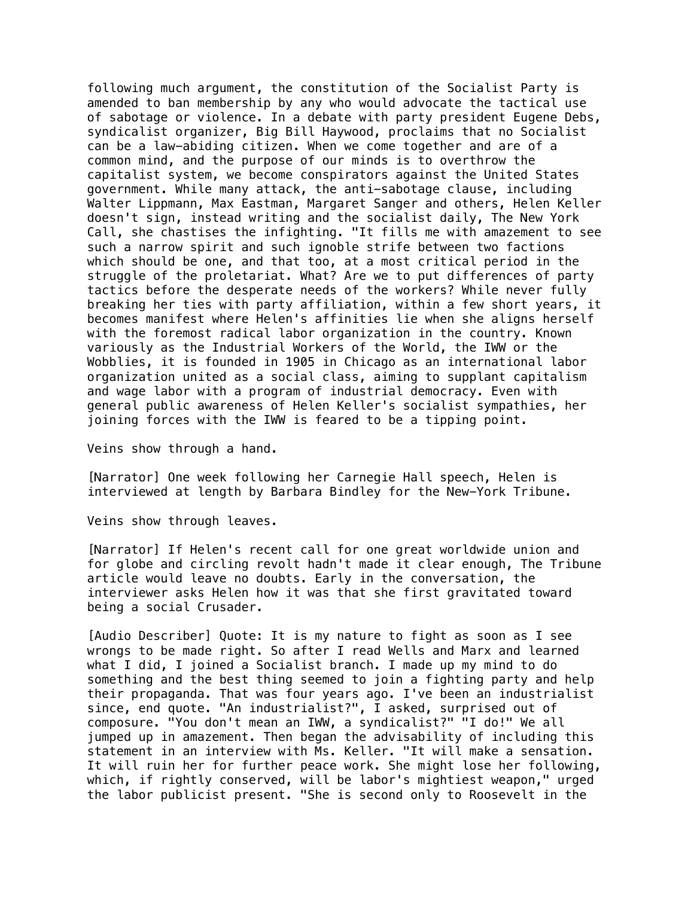following much argument, the constitution of the Socialist Party is amended to ban membership by any who would advocate the tactical use of sabotage or violence. In a debate with party president Eugene Debs, syndicalist organizer, Big Bill Haywood, proclaims that no Socialist can be a law-abiding citizen. When we come together and are of a common mind, and the purpose of our minds is to overthrow the capitalist system, we become conspirators against the United States government. While many attack, the anti-sabotage clause, including Walter Lippmann, Max Eastman, Margaret Sanger and others, Helen Keller doesn't sign, instead writing and the socialist daily, The New York Call, she chastises the infighting. "It fills me with amazement to see such a narrow spirit and such ignoble strife between two factions which should be one, and that too, at a most critical period in the struggle of the proletariat. What? Are we to put differences of party tactics before the desperate needs of the workers? While never fully breaking her ties with party affiliation, within a few short years, it becomes manifest where Helen's affinities lie when she aligns herself with the foremost radical labor organization in the country. Known variously as the Industrial Workers of the World, the IWW or the Wobblies, it is founded in 1905 in Chicago as an international labor organization united as a social class, aiming to supplant capitalism and wage labor with a program of industrial democracy. Even with general public awareness of Helen Keller's socialist sympathies, her joining forces with the IWW is feared to be a tipping point.

Veins show through a hand.

[Narrator] One week following her Carnegie Hall speech, Helen is interviewed at length by Barbara Bindley for the New-York Tribune.

Veins show through leaves.

[Narrator] If Helen's recent call for one great worldwide union and for globe and circling revolt hadn't made it clear enough, The Tribune article would leave no doubts. Early in the conversation, the interviewer asks Helen how it was that she first gravitated toward being a social Crusader.

[Audio Describer] Quote: It is my nature to fight as soon as I see wrongs to be made right. So after I read Wells and Marx and learned what I did, I joined a Socialist branch. I made up my mind to do something and the best thing seemed to join a fighting party and help their propaganda. That was four years ago. I've been an industrialist since, end quote. "An industrialist?", I asked, surprised out of composure. "You don't mean an IWW, a syndicalist?" "I do!" We all jumped up in amazement. Then began the advisability of including this statement in an interview with Ms. Keller. "It will make a sensation. It will ruin her for further peace work. She might lose her following, which, if rightly conserved, will be labor's mightiest weapon," urged the labor publicist present. "She is second only to Roosevelt in the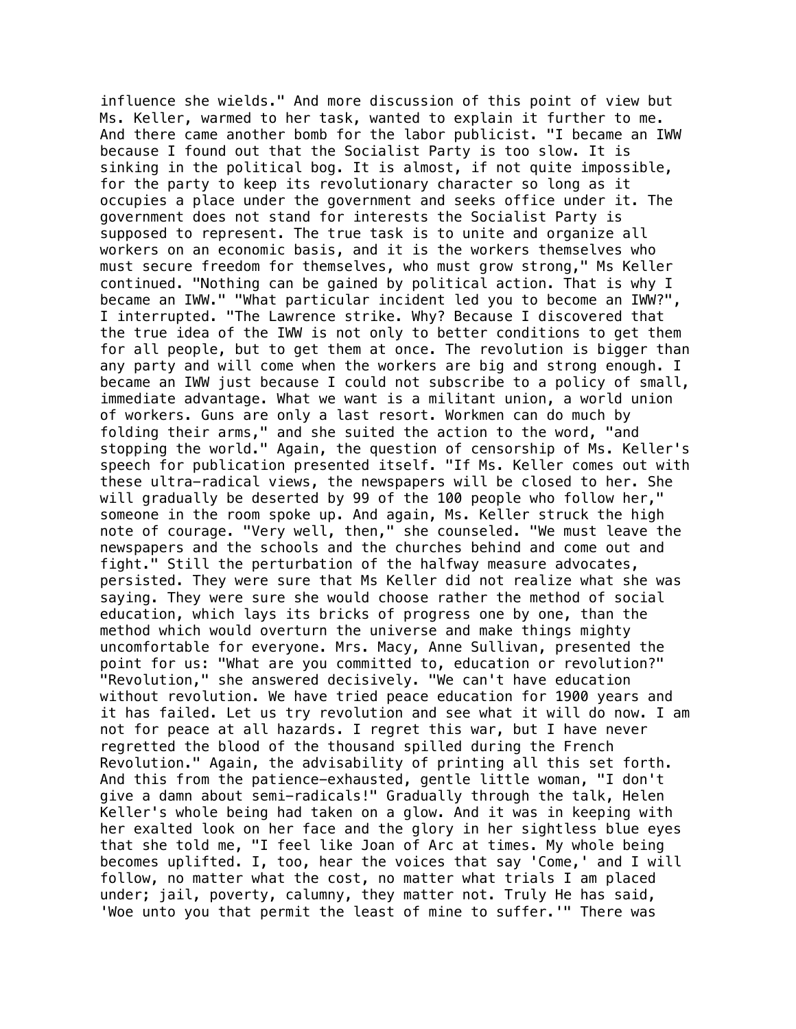influence she wields." And more discussion of this point of view but Ms. Keller, warmed to her task, wanted to explain it further to me. And there came another bomb for the labor publicist. "I became an IWW because I found out that the Socialist Party is too slow. It is sinking in the political bog. It is almost, if not quite impossible, for the party to keep its revolutionary character so long as it occupies a place under the government and seeks office under it. The government does not stand for interests the Socialist Party is supposed to represent. The true task is to unite and organize all workers on an economic basis, and it is the workers themselves who must secure freedom for themselves, who must grow strong," Ms Keller continued. "Nothing can be gained by political action. That is why I became an IWW." "What particular incident led you to become an IWW?", I interrupted. "The Lawrence strike. Why? Because I discovered that the true idea of the IWW is not only to better conditions to get them for all people, but to get them at once. The revolution is bigger than any party and will come when the workers are big and strong enough. I became an IWW just because I could not subscribe to a policy of small, immediate advantage. What we want is a militant union, a world union of workers. Guns are only a last resort. Workmen can do much by folding their arms," and she suited the action to the word, "and stopping the world." Again, the question of censorship of Ms. Keller's speech for publication presented itself. "If Ms. Keller comes out with these ultra-radical views, the newspapers will be closed to her. She will gradually be deserted by 99 of the 100 people who follow her," someone in the room spoke up. And again, Ms. Keller struck the high note of courage. "Very well, then," she counseled. "We must leave the newspapers and the schools and the churches behind and come out and fight." Still the perturbation of the halfway measure advocates, persisted. They were sure that Ms Keller did not realize what she was saying. They were sure she would choose rather the method of social education, which lays its bricks of progress one by one, than the method which would overturn the universe and make things mighty uncomfortable for everyone. Mrs. Macy, Anne Sullivan, presented the point for us: "What are you committed to, education or revolution?" "Revolution," she answered decisively. "We can't have education without revolution. We have tried peace education for 1900 years and it has failed. Let us try revolution and see what it will do now. I am not for peace at all hazards. I regret this war, but I have never regretted the blood of the thousand spilled during the French Revolution." Again, the advisability of printing all this set forth. And this from the patience-exhausted, gentle little woman, "I don't give a damn about semi-radicals!" Gradually through the talk, Helen Keller's whole being had taken on a glow. And it was in keeping with her exalted look on her face and the glory in her sightless blue eyes that she told me, "I feel like Joan of Arc at times. My whole being becomes uplifted. I, too, hear the voices that say 'Come,' and I will follow, no matter what the cost, no matter what trials I am placed under; jail, poverty, calumny, they matter not. Truly He has said, 'Woe unto you that permit the least of mine to suffer.'" There was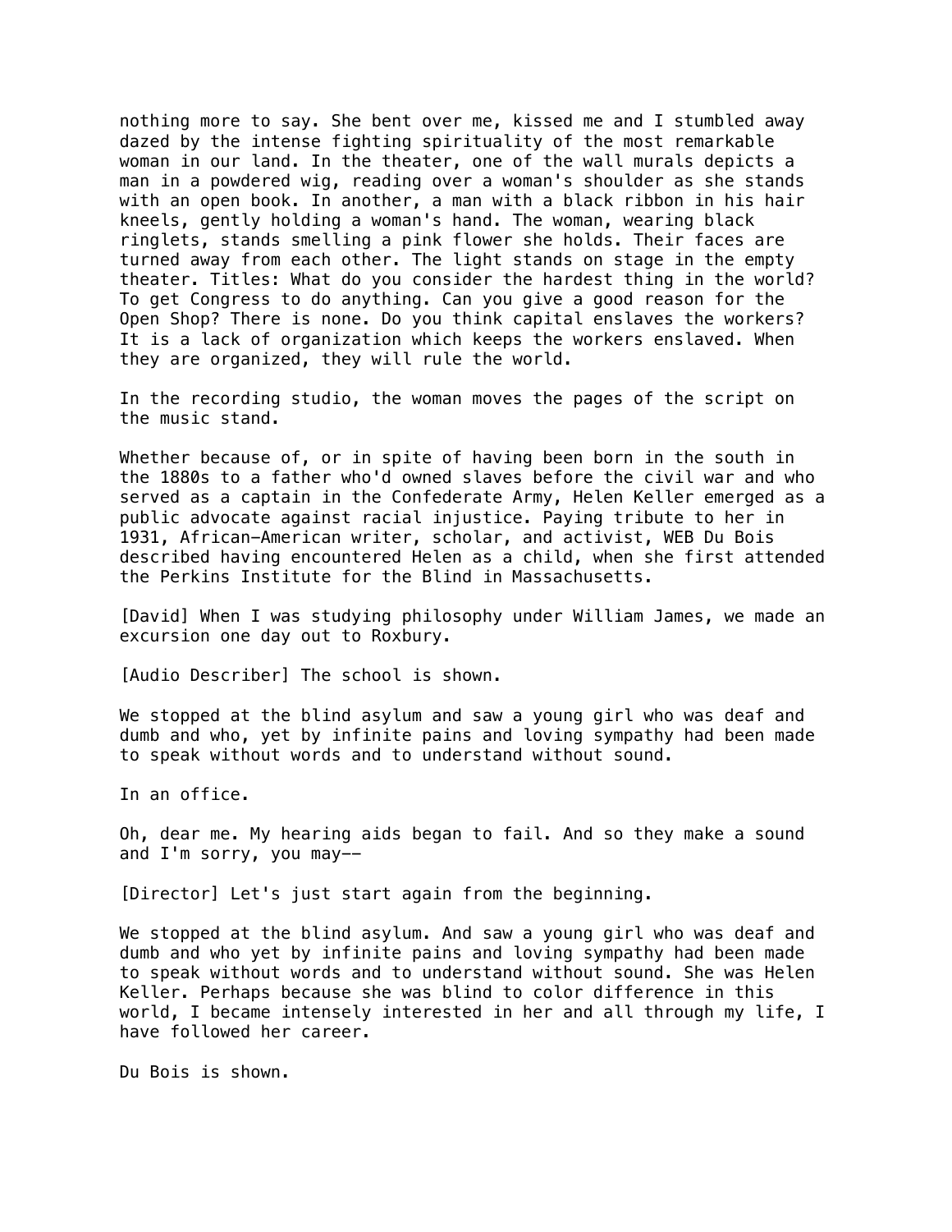nothing more to say. She bent over me, kissed me and I stumbled away dazed by the intense fighting spirituality of the most remarkable woman in our land. In the theater, one of the wall murals depicts a man in a powdered wig, reading over a woman's shoulder as she stands with an open book. In another, a man with a black ribbon in his hair kneels, gently holding a woman's hand. The woman, wearing black ringlets, stands smelling a pink flower she holds. Their faces are turned away from each other. The light stands on stage in the empty theater. Titles: What do you consider the hardest thing in the world? To get Congress to do anything. Can you give a good reason for the Open Shop? There is none. Do you think capital enslaves the workers? It is a lack of organization which keeps the workers enslaved. When they are organized, they will rule the world.

In the recording studio, the woman moves the pages of the script on the music stand.

Whether because of, or in spite of having been born in the south in the 1880s to a father who'd owned slaves before the civil war and who served as a captain in the Confederate Army, Helen Keller emerged as a public advocate against racial injustice. Paying tribute to her in 1931, African-American writer, scholar, and activist, WEB Du Bois described having encountered Helen as a child, when she first attended the Perkins Institute for the Blind in Massachusetts.

[David] When I was studying philosophy under William James, we made an excursion one day out to Roxbury.

[Audio Describer] The school is shown.

We stopped at the blind asylum and saw a young girl who was deaf and dumb and who, yet by infinite pains and loving sympathy had been made to speak without words and to understand without sound.

In an office.

Oh, dear me. My hearing aids began to fail. And so they make a sound and I'm sorry, you may--

[Director] Let's just start again from the beginning.

We stopped at the blind asylum. And saw a young girl who was deaf and dumb and who yet by infinite pains and loving sympathy had been made to speak without words and to understand without sound. She was Helen Keller. Perhaps because she was blind to color difference in this world, I became intensely interested in her and all through my life, I have followed her career.

Du Bois is shown.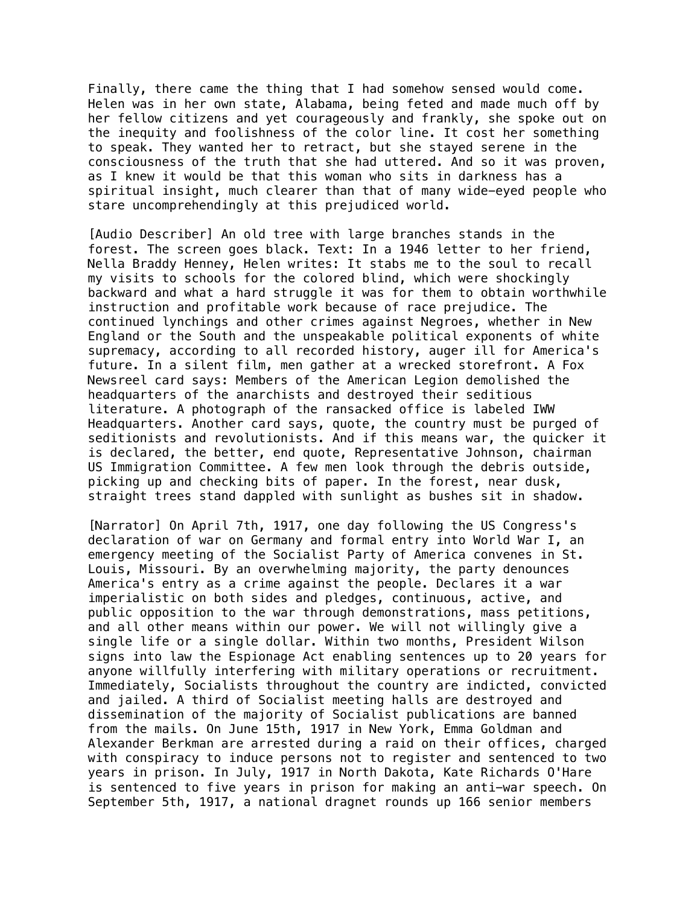Finally, there came the thing that I had somehow sensed would come. Helen was in her own state, Alabama, being feted and made much off by her fellow citizens and yet courageously and frankly, she spoke out on the inequity and foolishness of the color line. It cost her something to speak. They wanted her to retract, but she stayed serene in the consciousness of the truth that she had uttered. And so it was proven, as I knew it would be that this woman who sits in darkness has a spiritual insight, much clearer than that of many wide-eyed people who stare uncomprehendingly at this prejudiced world.

[Audio Describer] An old tree with large branches stands in the forest. The screen goes black. Text: In a 1946 letter to her friend, Nella Braddy Henney, Helen writes: It stabs me to the soul to recall my visits to schools for the colored blind, which were shockingly backward and what a hard struggle it was for them to obtain worthwhile instruction and profitable work because of race prejudice. The continued lynchings and other crimes against Negroes, whether in New England or the South and the unspeakable political exponents of white supremacy, according to all recorded history, auger ill for America's future. In a silent film, men gather at a wrecked storefront. A Fox Newsreel card says: Members of the American Legion demolished the headquarters of the anarchists and destroyed their seditious literature. A photograph of the ransacked office is labeled IWW Headquarters. Another card says, quote, the country must be purged of seditionists and revolutionists. And if this means war, the quicker it is declared, the better, end quote, Representative Johnson, chairman US Immigration Committee. A few men look through the debris outside, picking up and checking bits of paper. In the forest, near dusk, straight trees stand dappled with sunlight as bushes sit in shadow.

[Narrator] On April 7th, 1917, one day following the US Congress's declaration of war on Germany and formal entry into World War I, an emergency meeting of the Socialist Party of America convenes in St. Louis, Missouri. By an overwhelming majority, the party denounces America's entry as a crime against the people. Declares it a war imperialistic on both sides and pledges, continuous, active, and public opposition to the war through demonstrations, mass petitions, and all other means within our power. We will not willingly give a single life or a single dollar. Within two months, President Wilson signs into law the Espionage Act enabling sentences up to 20 years for anyone willfully interfering with military operations or recruitment. Immediately, Socialists throughout the country are indicted, convicted and jailed. A third of Socialist meeting halls are destroyed and dissemination of the majority of Socialist publications are banned from the mails. On June 15th, 1917 in New York, Emma Goldman and Alexander Berkman are arrested during a raid on their offices, charged with conspiracy to induce persons not to register and sentenced to two years in prison. In July, 1917 in North Dakota, Kate Richards O'Hare is sentenced to five years in prison for making an anti-war speech. On September 5th, 1917, a national dragnet rounds up 166 senior members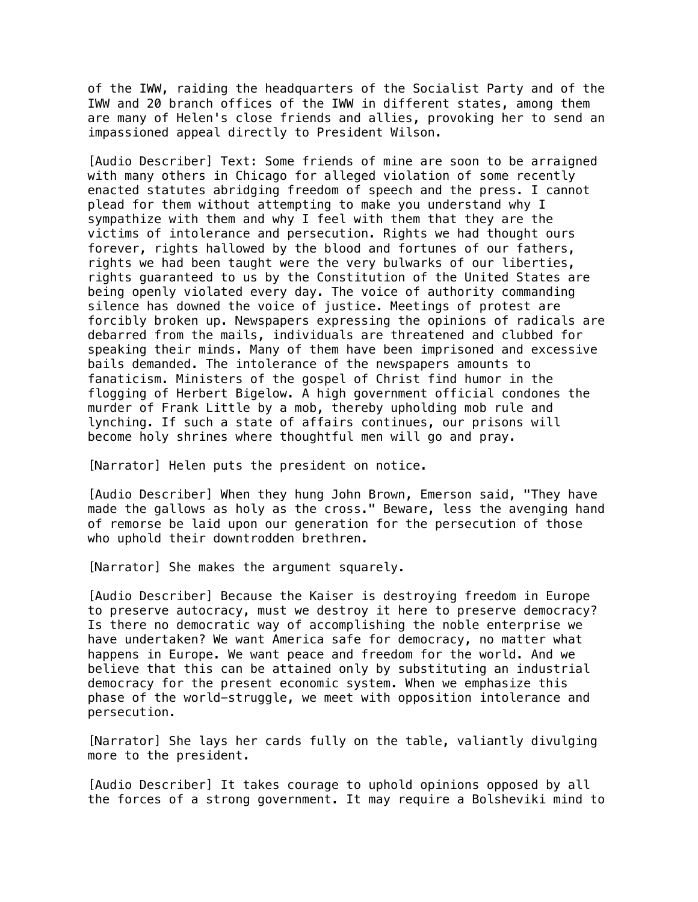of the IWW, raiding the headquarters of the Socialist Party and of the IWW and 20 branch offices of the IWW in different states, among them are many of Helen's close friends and allies, provoking her to send an impassioned appeal directly to President Wilson.

[Audio Describer] Text: Some friends of mine are soon to be arraigned with many others in Chicago for alleged violation of some recently enacted statutes abridging freedom of speech and the press. I cannot plead for them without attempting to make you understand why I sympathize with them and why I feel with them that they are the victims of intolerance and persecution. Rights we had thought ours forever, rights hallowed by the blood and fortunes of our fathers, rights we had been taught were the very bulwarks of our liberties, rights guaranteed to us by the Constitution of the United States are being openly violated every day. The voice of authority commanding silence has downed the voice of justice. Meetings of protest are forcibly broken up. Newspapers expressing the opinions of radicals are debarred from the mails, individuals are threatened and clubbed for speaking their minds. Many of them have been imprisoned and excessive bails demanded. The intolerance of the newspapers amounts to fanaticism. Ministers of the gospel of Christ find humor in the flogging of Herbert Bigelow. A high government official condones the murder of Frank Little by a mob, thereby upholding mob rule and lynching. If such a state of affairs continues, our prisons will become holy shrines where thoughtful men will go and pray.

[Narrator] Helen puts the president on notice.

[Audio Describer] When they hung John Brown, Emerson said, "They have made the gallows as holy as the cross." Beware, less the avenging hand of remorse be laid upon our generation for the persecution of those who uphold their downtrodden brethren.

[Narrator] She makes the argument squarely.

[Audio Describer] Because the Kaiser is destroying freedom in Europe to preserve autocracy, must we destroy it here to preserve democracy? Is there no democratic way of accomplishing the noble enterprise we have undertaken? We want America safe for democracy, no matter what happens in Europe. We want peace and freedom for the world. And we believe that this can be attained only by substituting an industrial democracy for the present economic system. When we emphasize this phase of the world—struggle, we meet with opposition intolerance and persecution.

[Narrator] She lays her cards fully on the table, valiantly divulging more to the president.

[Audio Describer] It takes courage to uphold opinions opposed by all the forces of a strong government. It may require a Bolsheviki mind to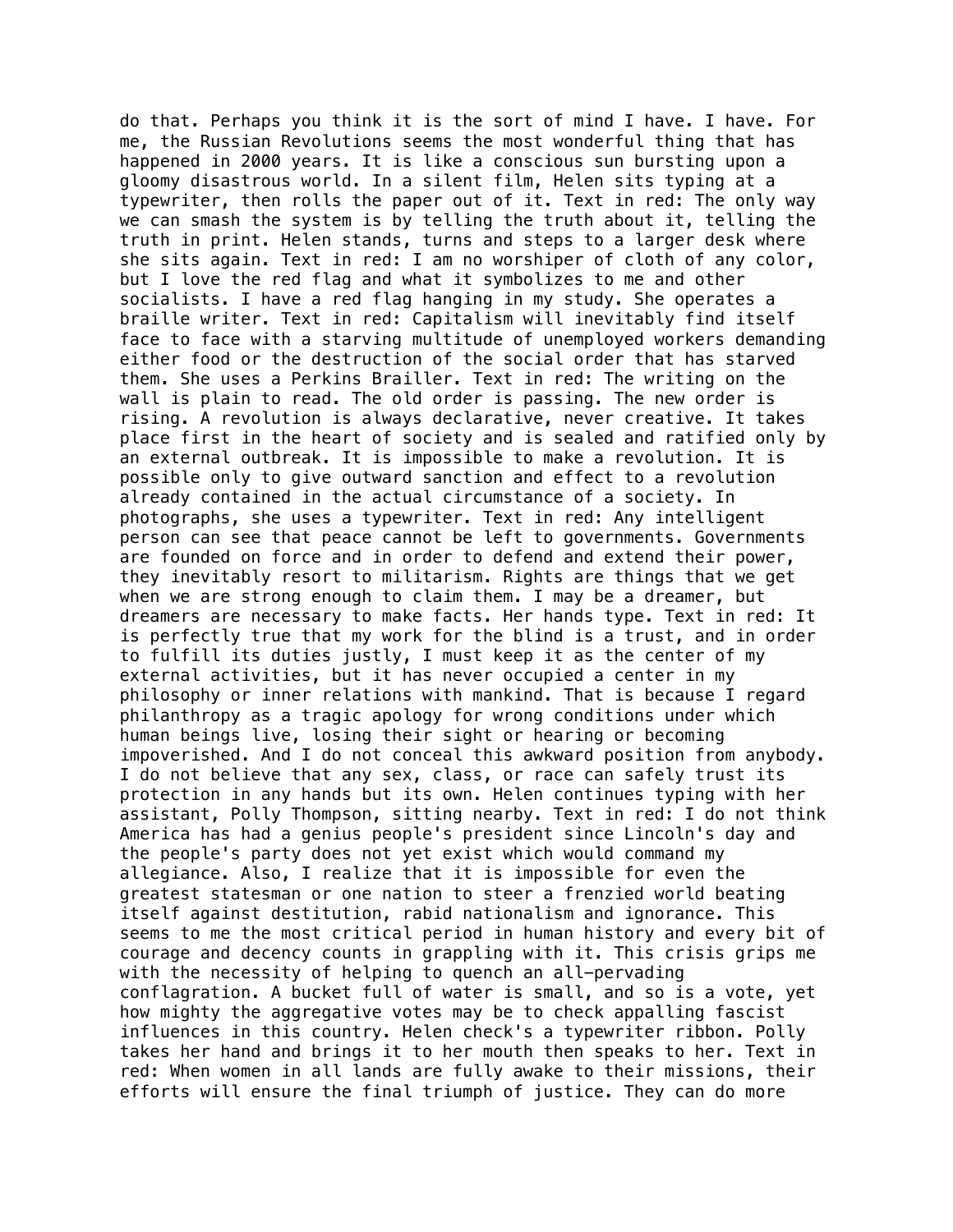do that. Perhaps you think it is the sort of mind I have. I have. For me, the Russian Revolutions seems the most wonderful thing that has happened in 2000 years. It is like a conscious sun bursting upon a gloomy disastrous world. In a silent film, Helen sits typing at a typewriter, then rolls the paper out of it. Text in red: The only way we can smash the system is by telling the truth about it, telling the truth in print. Helen stands, turns and steps to a larger desk where she sits again. Text in red: I am no worshiper of cloth of any color, but I love the red flag and what it symbolizes to me and other socialists. I have a red flag hanging in my study. She operates a braille writer. Text in red: Capitalism will inevitably find itself face to face with a starving multitude of unemployed workers demanding either food or the destruction of the social order that has starved them. She uses a Perkins Brailler. Text in red: The writing on the wall is plain to read. The old order is passing. The new order is rising. A revolution is always declarative, never creative. It takes place first in the heart of society and is sealed and ratified only by an external outbreak. It is impossible to make a revolution. It is possible only to give outward sanction and effect to a revolution already contained in the actual circumstance of a society. In photographs, she uses a typewriter. Text in red: Any intelligent person can see that peace cannot be left to governments. Governments are founded on force and in order to defend and extend their power, they inevitably resort to militarism. Rights are things that we get when we are strong enough to claim them. I may be a dreamer, but dreamers are necessary to make facts. Her hands type. Text in red: It is perfectly true that my work for the blind is a trust, and in order to fulfill its duties justly, I must keep it as the center of my external activities, but it has never occupied a center in my philosophy or inner relations with mankind. That is because I regard philanthropy as a tragic apology for wrong conditions under which human beings live, losing their sight or hearing or becoming impoverished. And I do not conceal this awkward position from anybody. I do not believe that any sex, class, or race can safely trust its protection in any hands but its own. Helen continues typing with her assistant, Polly Thompson, sitting nearby. Text in red: I do not think America has had a genius people's president since Lincoln's day and the people's party does not yet exist which would command my allegiance. Also, I realize that it is impossible for even the greatest statesman or one nation to steer a frenzied world beating itself against destitution, rabid nationalism and ignorance. This seems to me the most critical period in human history and every bit of courage and decency counts in grappling with it. This crisis grips me with the necessity of helping to quench an all-pervading conflagration. A bucket full of water is small, and so is a vote, yet how mighty the aggregative votes may be to check appalling fascist influences in this country. Helen check's a typewriter ribbon. Polly takes her hand and brings it to her mouth then speaks to her. Text in red: When women in all lands are fully awake to their missions, their efforts will ensure the final triumph of justice. They can do more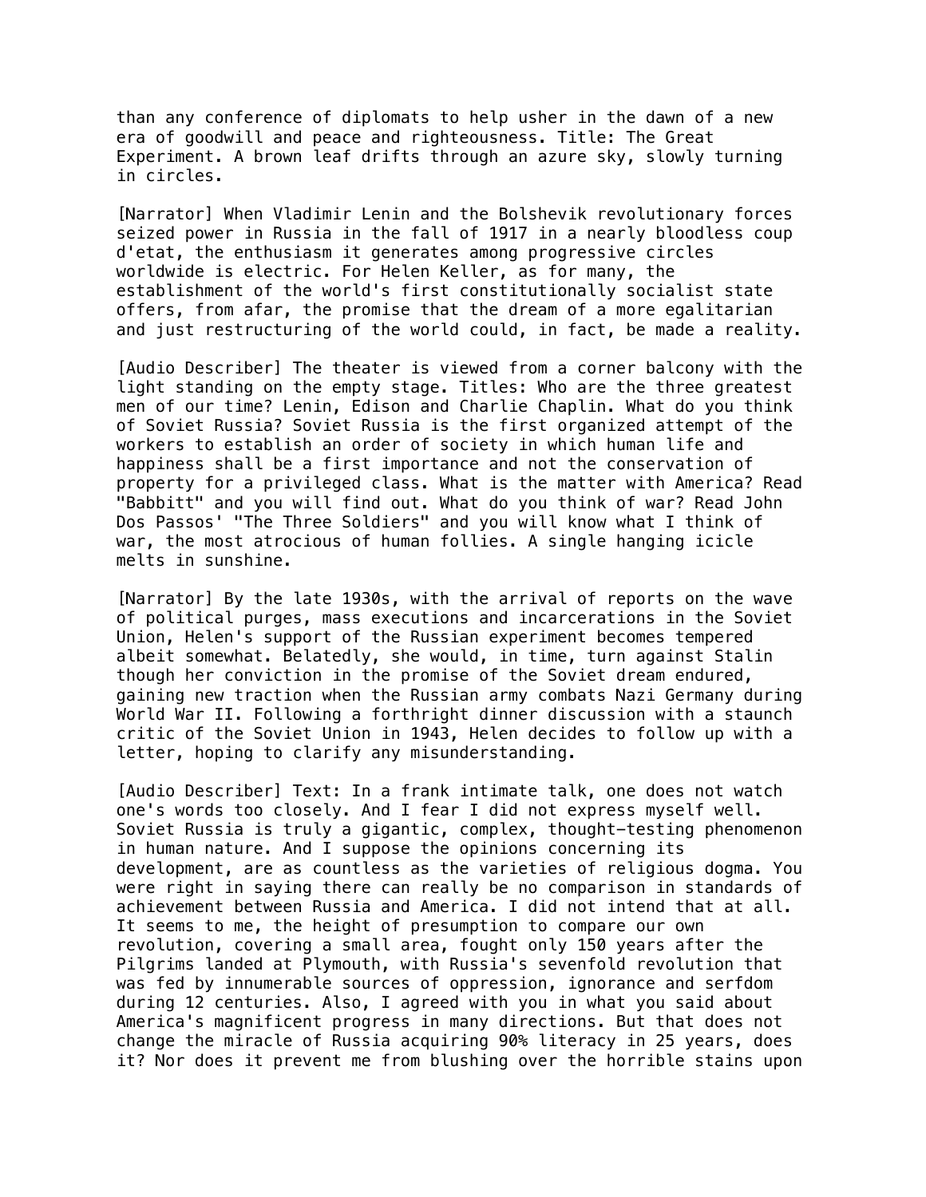than any conference of diplomats to help usher in the dawn of a new era of goodwill and peace and righteousness. Title: The Great Experiment. A brown leaf drifts through an azure sky, slowly turning in circles.

[Narrator] When Vladimir Lenin and the Bolshevik revolutionary forces seized power in Russia in the fall of 1917 in a nearly bloodless coup d'etat, the enthusiasm it generates among progressive circles worldwide is electric. For Helen Keller, as for many, the establishment of the world's first constitutionally socialist state offers, from afar, the promise that the dream of a more egalitarian and just restructuring of the world could, in fact, be made a reality.

[Audio Describer] The theater is viewed from a corner balcony with the light standing on the empty stage. Titles: Who are the three greatest men of our time? Lenin, Edison and Charlie Chaplin. What do you think of Soviet Russia? Soviet Russia is the first organized attempt of the workers to establish an order of society in which human life and happiness shall be a first importance and not the conservation of property for a privileged class. What is the matter with America? Read "Babbitt" and you will find out. What do you think of war? Read John Dos Passos' "The Three Soldiers" and you will know what I think of war, the most atrocious of human follies. A single hanging icicle melts in sunshine.

[Narrator] By the late 1930s, with the arrival of reports on the wave of political purges, mass executions and incarcerations in the Soviet Union, Helen's support of the Russian experiment becomes tempered albeit somewhat. Belatedly, she would, in time, turn against Stalin though her conviction in the promise of the Soviet dream endured, gaining new traction when the Russian army combats Nazi Germany during World War II. Following a forthright dinner discussion with a staunch critic of the Soviet Union in 1943, Helen decides to follow up with a letter, hoping to clarify any misunderstanding.

[Audio Describer] Text: In a frank intimate talk, one does not watch one's words too closely. And I fear I did not express myself well. Soviet Russia is truly a gigantic, complex, thought-testing phenomenon in human nature. And I suppose the opinions concerning its development, are as countless as the varieties of religious dogma. You were right in saying there can really be no comparison in standards of achievement between Russia and America. I did not intend that at all. It seems to me, the height of presumption to compare our own revolution, covering a small area, fought only 150 years after the Pilgrims landed at Plymouth, with Russia's sevenfold revolution that was fed by innumerable sources of oppression, ignorance and serfdom during 12 centuries. Also, I agreed with you in what you said about America's magnificent progress in many directions. But that does not change the miracle of Russia acquiring 90% literacy in 25 years, does it? Nor does it prevent me from blushing over the horrible stains upon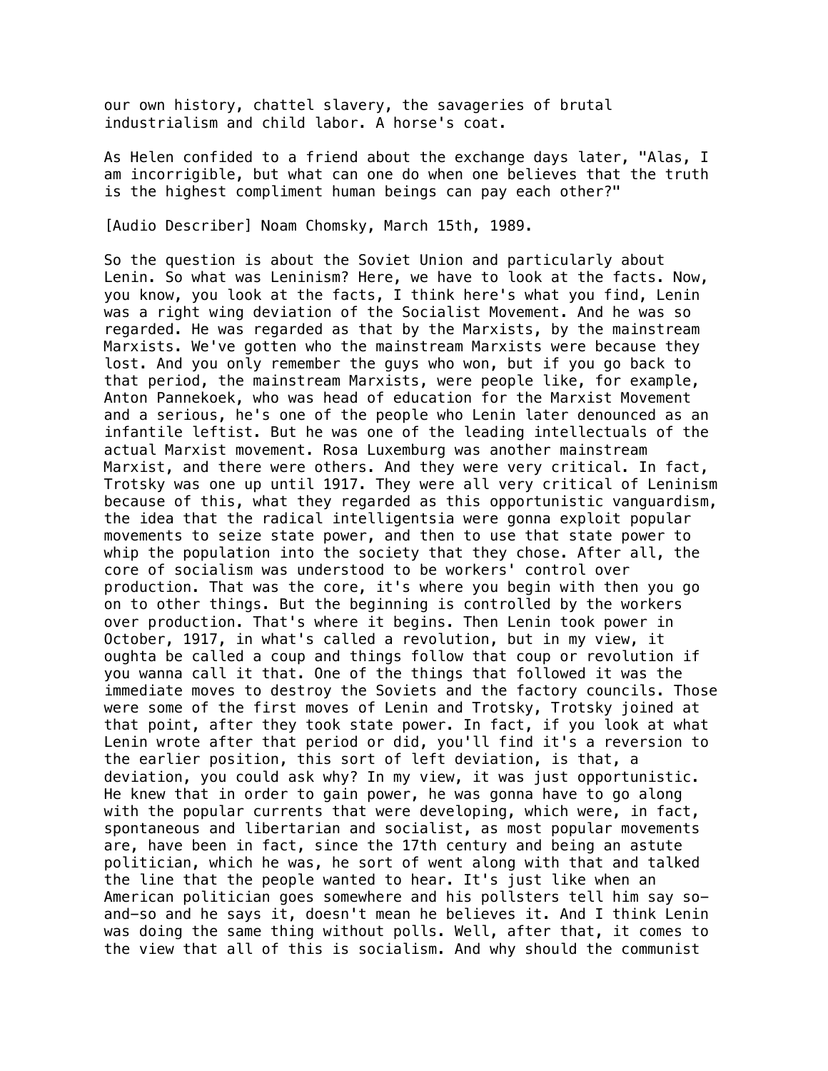our own history, chattel slavery, the savageries of brutal industrialism and child labor. A horse's coat.

As Helen confided to a friend about the exchange days later, "Alas, I am incorrigible, but what can one do when one believes that the truth is the highest compliment human beings can pay each other?"

[Audio Describer] Noam Chomsky, March 15th, 1989.

So the question is about the Soviet Union and particularly about Lenin. So what was Leninism? Here, we have to look at the facts. Now, you know, you look at the facts, I think here's what you find, Lenin was a right wing deviation of the Socialist Movement. And he was so regarded. He was regarded as that by the Marxists, by the mainstream Marxists. We've gotten who the mainstream Marxists were because they lost. And you only remember the guys who won, but if you go back to that period, the mainstream Marxists, were people like, for example, Anton Pannekoek, who was head of education for the Marxist Movement and a serious, he's one of the people who Lenin later denounced as an infantile leftist. But he was one of the leading intellectuals of the actual Marxist movement. Rosa Luxemburg was another mainstream Marxist, and there were others. And they were very critical. In fact, Trotsky was one up until 1917. They were all very critical of Leninism because of this, what they regarded as this opportunistic vanguardism, the idea that the radical intelligentsia were gonna exploit popular movements to seize state power, and then to use that state power to whip the population into the society that they chose. After all, the core of socialism was understood to be workers' control over production. That was the core, it's where you begin with then you go on to other things. But the beginning is controlled by the workers over production. That's where it begins. Then Lenin took power in October, 1917, in what's called a revolution, but in my view, it oughta be called a coup and things follow that coup or revolution if you wanna call it that. One of the things that followed it was the immediate moves to destroy the Soviets and the factory councils. Those were some of the first moves of Lenin and Trotsky, Trotsky joined at that point, after they took state power. In fact, if you look at what Lenin wrote after that period or did, you'll find it's a reversion to the earlier position, this sort of left deviation, is that, a deviation, you could ask why? In my view, it was just opportunistic. He knew that in order to gain power, he was gonna have to go along with the popular currents that were developing, which were, in fact, spontaneous and libertarian and socialist, as most popular movements are, have been in fact, since the 17th century and being an astute politician, which he was, he sort of went along with that and talked the line that the people wanted to hear. It's just like when an American politician goes somewhere and his pollsters tell him say so-and-so and he says it, doesn't mean he believes it. And I think Lenin was doing the same thing without polls. Well, after that, it comes to the view that all of this is socialism. And why should the communist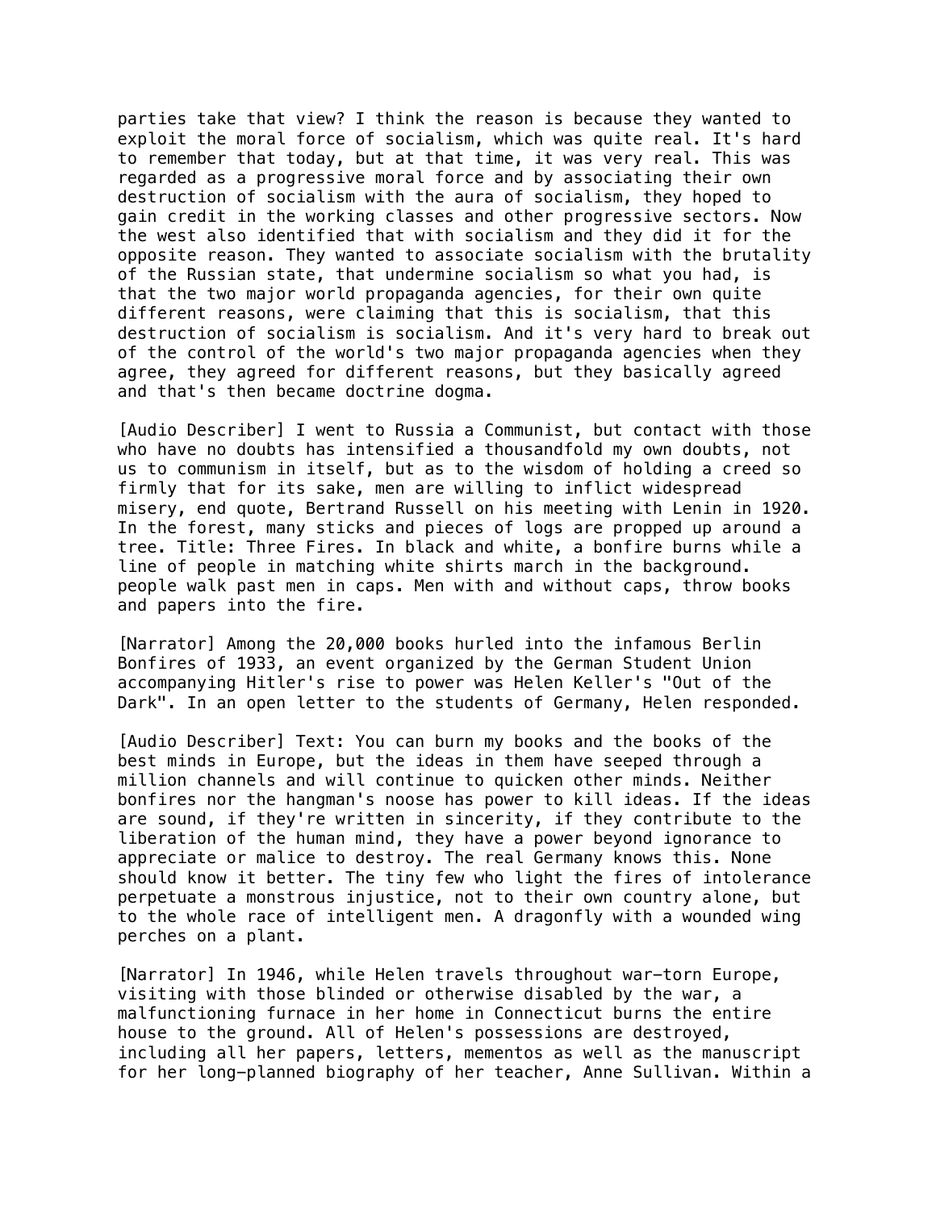parties take that view? I think the reason is because they wanted to exploit the moral force of socialism, which was quite real. It's hard to remember that today, but at that time, it was very real. This was regarded as a progressive moral force and by associating their own destruction of socialism with the aura of socialism, they hoped to gain credit in the working classes and other progressive sectors. Now the west also identified that with socialism and they did it for the opposite reason. They wanted to associate socialism with the brutality of the Russian state, that undermine socialism so what you had, is that the two major world propaganda agencies, for their own quite different reasons, were claiming that this is socialism, that this destruction of socialism is socialism. And it's very hard to break out of the control of the world's two major propaganda agencies when they agree, they agreed for different reasons, but they basically agreed and that's then became doctrine dogma.

[Audio Describer] I went to Russia a Communist, but contact with those who have no doubts has intensified a thousandfold my own doubts, not us to communism in itself, but as to the wisdom of holding a creed so firmly that for its sake, men are willing to inflict widespread misery, end quote, Bertrand Russell on his meeting with Lenin in 1920. In the forest, many sticks and pieces of logs are propped up around a tree. Title: Three Fires. In black and white, a bonfire burns while a line of people in matching white shirts march in the background. people walk past men in caps. Men with and without caps, throw books and papers into the fire.

[Narrator] Among the 20,000 books hurled into the infamous Berlin Bonfires of 1933, an event organized by the German Student Union accompanying Hitler's rise to power was Helen Keller's "Out of the Dark". In an open letter to the students of Germany, Helen responded.

[Audio Describer] Text: You can burn my books and the books of the best minds in Europe, but the ideas in them have seeped through a million channels and will continue to quicken other minds. Neither bonfires nor the hangman's noose has power to kill ideas. If the ideas are sound, if they're written in sincerity, if they contribute to the liberation of the human mind, they have a power beyond ignorance to appreciate or malice to destroy. The real Germany knows this. None should know it better. The tiny few who light the fires of intolerance perpetuate a monstrous injustice, not to their own country alone, but to the whole race of intelligent men. A dragonfly with a wounded wing perches on a plant.

[Narrator] In 1946, while Helen travels throughout war-torn Europe, visiting with those blinded or otherwise disabled by the war, a malfunctioning furnace in her home in Connecticut burns the entire house to the ground. All of Helen's possessions are destroyed, including all her papers, letters, mementos as well as the manuscript for her long-planned biography of her teacher, Anne Sullivan. Within a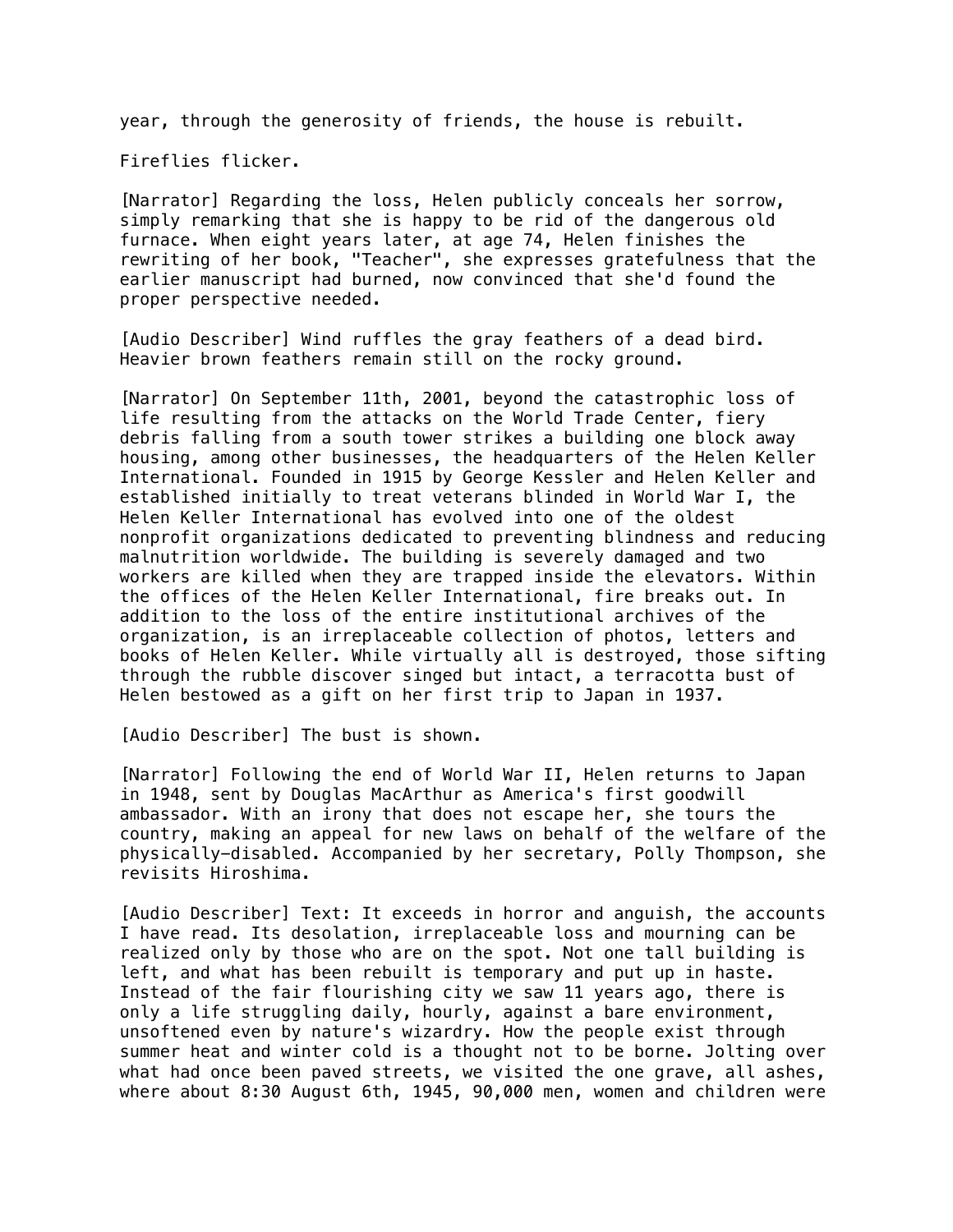year, through the generosity of friends, the house is rebuilt.

Fireflies flicker.

[Narrator] Regarding the loss, Helen publicly conceals her sorrow, simply remarking that she is happy to be rid of the dangerous old furnace. When eight years later, at age 74, Helen finishes the rewriting of her book, "Teacher", she expresses gratefulness that the earlier manuscript had burned, now convinced that she'd found the proper perspective needed.

[Audio Describer] Wind ruffles the gray feathers of a dead bird. Heavier brown feathers remain still on the rocky ground.

[Narrator] On September 11th, 2001, beyond the catastrophic loss of life resulting from the attacks on the World Trade Center, fiery debris falling from a south tower strikes a building one block away housing, among other businesses, the headquarters of the Helen Keller International. Founded in 1915 by George Kessler and Helen Keller and established initially to treat veterans blinded in World War I, the Helen Keller International has evolved into one of the oldest nonprofit organizations dedicated to preventing blindness and reducing malnutrition worldwide. The building is severely damaged and two workers are killed when they are trapped inside the elevators. Within the offices of the Helen Keller International, fire breaks out. In addition to the loss of the entire institutional archives of the organization, is an irreplaceable collection of photos, letters and books of Helen Keller. While virtually all is destroyed, those sifting through the rubble discover singed but intact, a terracotta bust of Helen bestowed as a gift on her first trip to Japan in 1937.

[Audio Describer] The bust is shown.

[Narrator] Following the end of World War II, Helen returns to Japan in 1948, sent by Douglas MacArthur as America's first goodwill ambassador. With an irony that does not escape her, she tours the country, making an appeal for new laws on behalf of the welfare of the physically-disabled. Accompanied by her secretary, Polly Thompson, she revisits Hiroshima.

[Audio Describer] Text: It exceeds in horror and anguish, the accounts I have read. Its desolation, irreplaceable loss and mourning can be realized only by those who are on the spot. Not one tall building is left, and what has been rebuilt is temporary and put up in haste. Instead of the fair flourishing city we saw 11 years ago, there is only a life struggling daily, hourly, against a bare environment, unsoftened even by nature's wizardry. How the people exist through summer heat and winter cold is a thought not to be borne. Jolting over what had once been paved streets, we visited the one grave, all ashes, where about 8:30 August 6th, 1945, 90,000 men, women and children were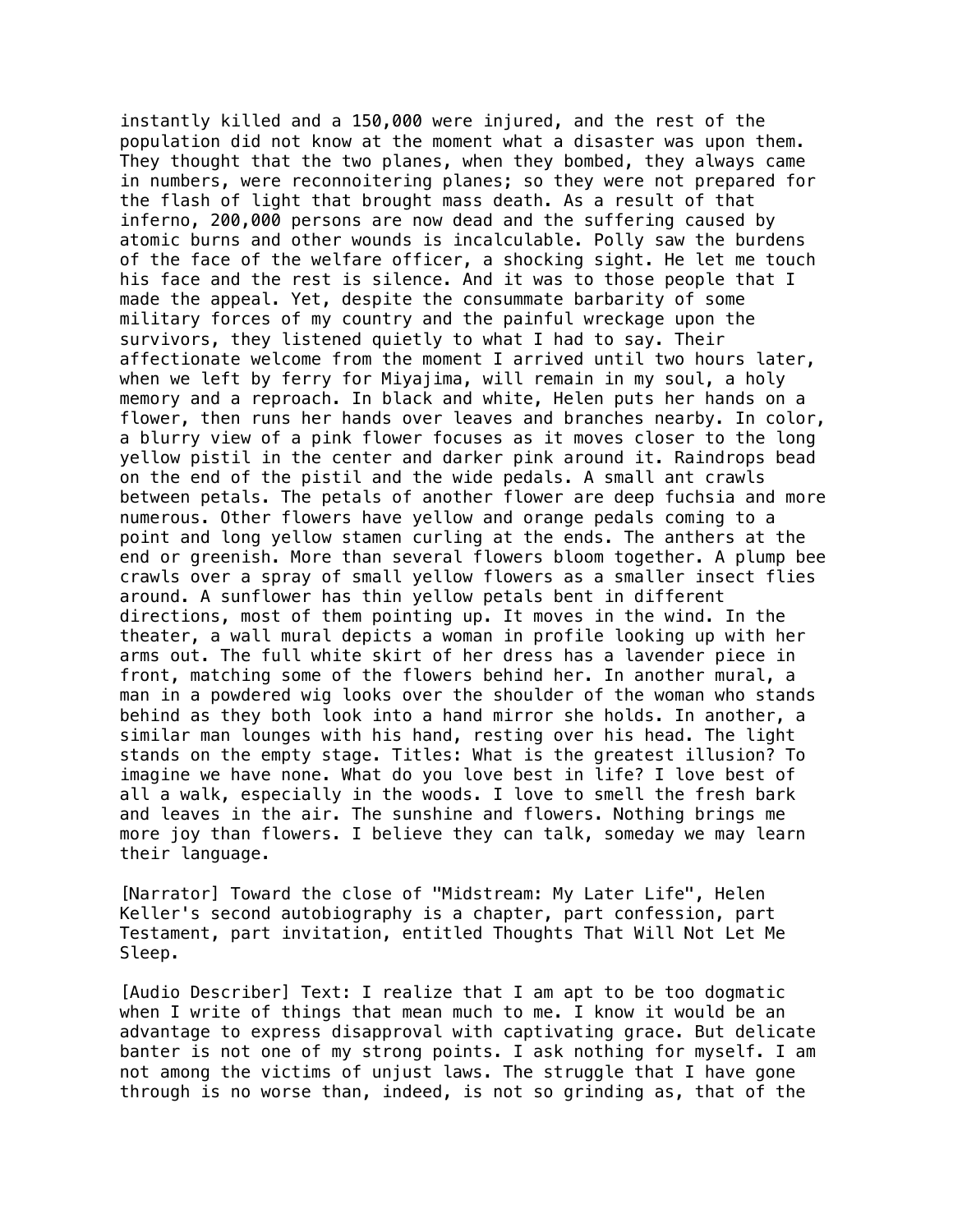instantly killed and a 150,000 were injured, and the rest of the population did not know at the moment what a disaster was upon them. They thought that the two planes, when they bombed, they always came in numbers, were reconnoitering planes; so they were not prepared for the flash of light that brought mass death. As a result of that inferno, 200,000 persons are now dead and the suffering caused by atomic burns and other wounds is incalculable. Polly saw the burdens of the face of the welfare officer, a shocking sight. He let me touch his face and the rest is silence. And it was to those people that I made the appeal. Yet, despite the consummate barbarity of some military forces of my country and the painful wreckage upon the survivors, they listened quietly to what I had to say. Their affectionate welcome from the moment I arrived until two hours later, when we left by ferry for Miyajima, will remain in my soul, a holy memory and a reproach. In black and white, Helen puts her hands on a flower, then runs her hands over leaves and branches nearby. In color, a blurry view of a pink flower focuses as it moves closer to the long yellow pistil in the center and darker pink around it. Raindrops bead on the end of the pistil and the wide pedals. A small ant crawls between petals. The petals of another flower are deep fuchsia and more numerous. Other flowers have yellow and orange pedals coming to a point and long yellow stamen curling at the ends. The anthers at the end or greenish. More than several flowers bloom together. A plump bee crawls over a spray of small yellow flowers as a smaller insect flies around. A sunflower has thin yellow petals bent in different directions, most of them pointing up. It moves in the wind. In the theater, a wall mural depicts a woman in profile looking up with her arms out. The full white skirt of her dress has a lavender piece in front, matching some of the flowers behind her. In another mural, a man in a powdered wig looks over the shoulder of the woman who stands behind as they both look into a hand mirror she holds. In another, a similar man lounges with his hand, resting over his head. The light stands on the empty stage. Titles: What is the greatest illusion? To imagine we have none. What do you love best in life? I love best of all a walk, especially in the woods. I love to smell the fresh bark and leaves in the air. The sunshine and flowers. Nothing brings me more joy than flowers. I believe they can talk, someday we may learn their language.

[Narrator] Toward the close of "Midstream: My Later Life", Helen Keller's second autobiography is a chapter, part confession, part Testament, part invitation, entitled Thoughts That Will Not Let Me Sleep.

[Audio Describer] Text: I realize that I am apt to be too dogmatic when I write of things that mean much to me. I know it would be an advantage to express disapproval with captivating grace. But delicate banter is not one of my strong points. I ask nothing for myself. I am not among the victims of unjust laws. The struggle that I have gone through is no worse than, indeed, is not so grinding as, that of the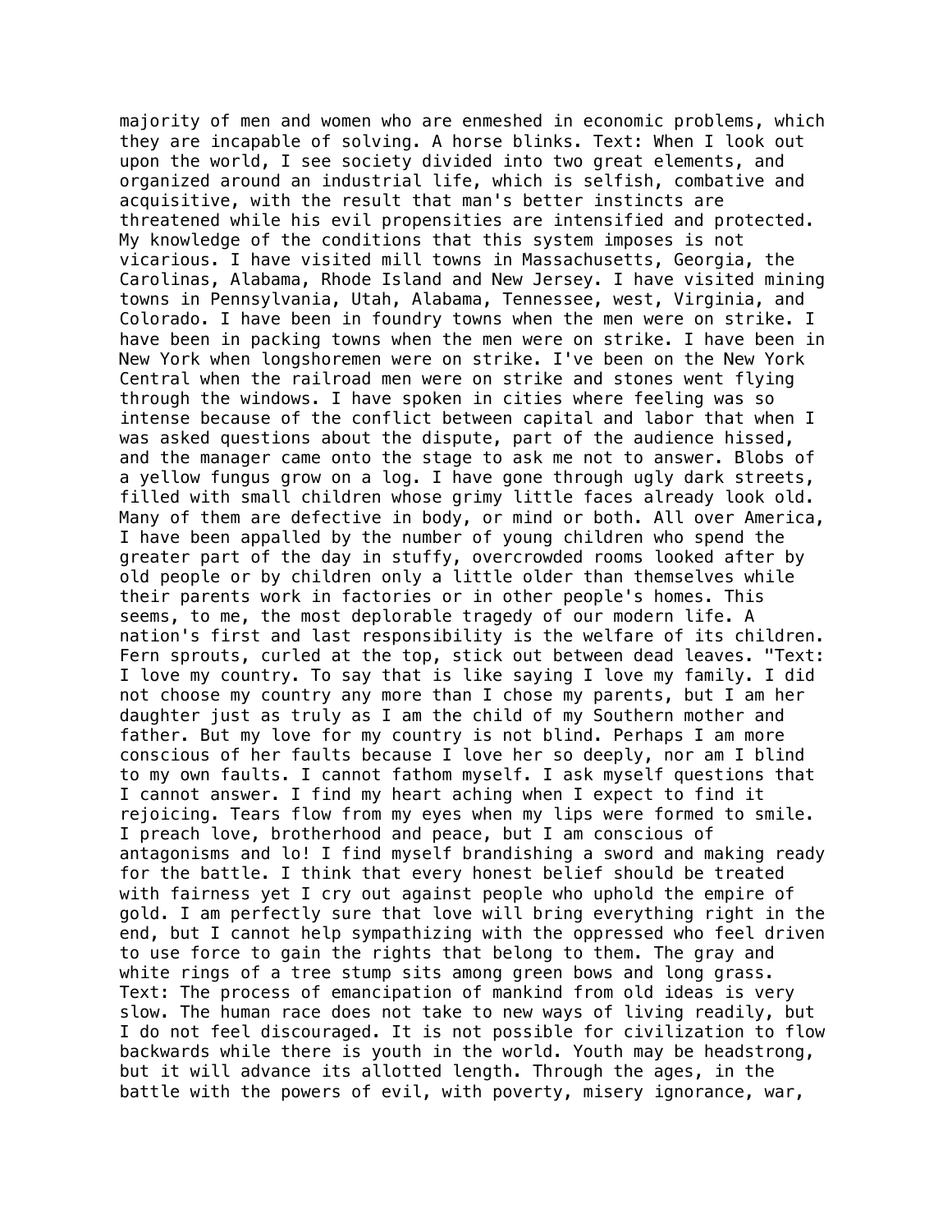majority of men and women who are enmeshed in economic problems, which they are incapable of solving. A horse blinks. Text: When I look out upon the world, I see society divided into two great elements, and organized around an industrial life, which is selfish, combative and acquisitive, with the result that man's better instincts are threatened while his evil propensities are intensified and protected. My knowledge of the conditions that this system imposes is not vicarious. I have visited mill towns in Massachusetts, Georgia, the Carolinas, Alabama, Rhode Island and New Jersey. I have visited mining towns in Pennsylvania, Utah, Alabama, Tennessee, west, Virginia, and Colorado. I have been in foundry towns when the men were on strike. I have been in packing towns when the men were on strike. I have been in New York when longshoremen were on strike. I've been on the New York Central when the railroad men were on strike and stones went flying through the windows. I have spoken in cities where feeling was so intense because of the conflict between capital and labor that when I was asked questions about the dispute, part of the audience hissed, and the manager came onto the stage to ask me not to answer. Blobs of a yellow fungus grow on a log. I have gone through ugly dark streets, filled with small children whose grimy little faces already look old. Many of them are defective in body, or mind or both. All over America, I have been appalled by the number of young children who spend the greater part of the day in stuffy, overcrowded rooms looked after by old people or by children only a little older than themselves while their parents work in factories or in other people's homes. This seems, to me, the most deplorable tragedy of our modern life. A nation's first and last responsibility is the welfare of its children. Fern sprouts, curled at the top, stick out between dead leaves. "Text: I love my country. To say that is like saying I love my family. I did not choose my country any more than I chose my parents, but I am her daughter just as truly as I am the child of my Southern mother and father. But my love for my country is not blind. Perhaps I am more conscious of her faults because I love her so deeply, nor am I blind to my own faults. I cannot fathom myself. I ask myself questions that I cannot answer. I find my heart aching when I expect to find it rejoicing. Tears flow from my eyes when my lips were formed to smile. I preach love, brotherhood and peace, but I am conscious of antagonisms and lo! I find myself brandishing a sword and making ready for the battle. I think that every honest belief should be treated with fairness yet I cry out against people who uphold the empire of gold. I am perfectly sure that love will bring everything right in the end, but I cannot help sympathizing with the oppressed who feel driven to use force to gain the rights that belong to them. The gray and white rings of a tree stump sits among green bows and long grass. Text: The process of emancipation of mankind from old ideas is very slow. The human race does not take to new ways of living readily, but I do not feel discouraged. It is not possible for civilization to flow backwards while there is youth in the world. Youth may be headstrong, but it will advance its allotted length. Through the ages, in the battle with the powers of evil, with poverty, misery ignorance, war,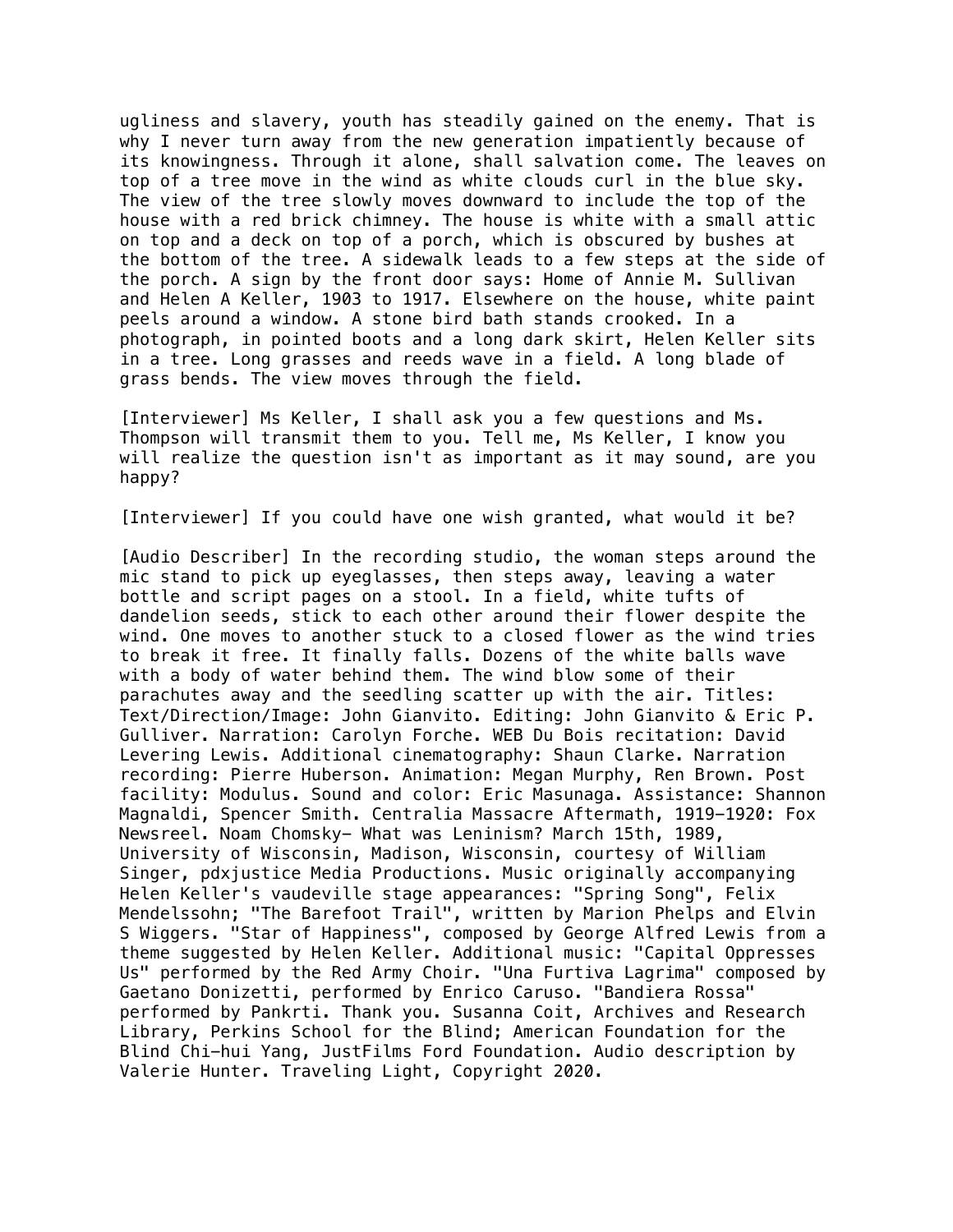ugliness and slavery, youth has steadily gained on the enemy. That is why I never turn away from the new generation impatiently because of its knowingness. Through it alone, shall salvation come. The leaves on top of a tree move in the wind as white clouds curl in the blue sky. The view of the tree slowly moves downward to include the top of the house with a red brick chimney. The house is white with a small attic on top and a deck on top of a porch, which is obscured by bushes at the bottom of the tree. A sidewalk leads to a few steps at the side of the porch. A sign by the front door says: Home of Annie M. Sullivan and Helen A Keller, 1903 to 1917. Elsewhere on the house, white paint peels around a window. A stone bird bath stands crooked. In a photograph, in pointed boots and a long dark skirt, Helen Keller sits in a tree. Long grasses and reeds wave in a field. A long blade of grass bends. The view moves through the field.

[Interviewer] Ms Keller, I shall ask you a few questions and Ms. Thompson will transmit them to you. Tell me, Ms Keller, I know you will realize the question isn't as important as it may sound, are you happy?

[Interviewer] If you could have one wish granted, what would it be?

[Audio Describer] In the recording studio, the woman steps around the mic stand to pick up eyeglasses, then steps away, leaving a water bottle and script pages on a stool. In a field, white tufts of dandelion seeds, stick to each other around their flower despite the wind. One moves to another stuck to a closed flower as the wind tries to break it free. It finally falls. Dozens of the white balls wave with a body of water behind them. The wind blow some of their parachutes away and the seedling scatter up with the air. Titles: Text/Direction/Image: John Gianvito. Editing: John Gianvito & Eric P. Gulliver. Narration: Carolyn Forche. WEB Du Bois recitation: David Levering Lewis. Additional cinematography: Shaun Clarke. Narration recording: Pierre Huberson. Animation: Megan Murphy, Ren Brown. Post facility: Modulus. Sound and color: Eric Masunaga. Assistance: Shannon Magnaldi, Spencer Smith. Centralia Massacre Aftermath, 1919–1920: Fox Newsreel. Noam Chomsky– What was Leninism? March 15th, 1989, University of Wisconsin, Madison, Wisconsin, courtesy of William Singer, pdxjustice Media Productions. Music originally accompanying Helen Keller's vaudeville stage appearances: "Spring Song", Felix Mendelssohn; "The Barefoot Trail", written by Marion Phelps and Elvin S Wiggers. "Star of Happiness", composed by George Alfred Lewis from a theme suggested by Helen Keller. Additional music: "Capital Oppresses Us" performed by the Red Army Choir. "Una Furtiva Lagrima" composed by Gaetano Donizetti, performed by Enrico Caruso. "Bandiera Rossa" performed by Pankrti. Thank you. Susanna Coit, Archives and Research Library, Perkins School for the Blind; American Foundation for the Blind Chi-hui Yang, JustFilms Ford Foundation. Audio description by Valerie Hunter. Traveling Light, Copyright 2020.